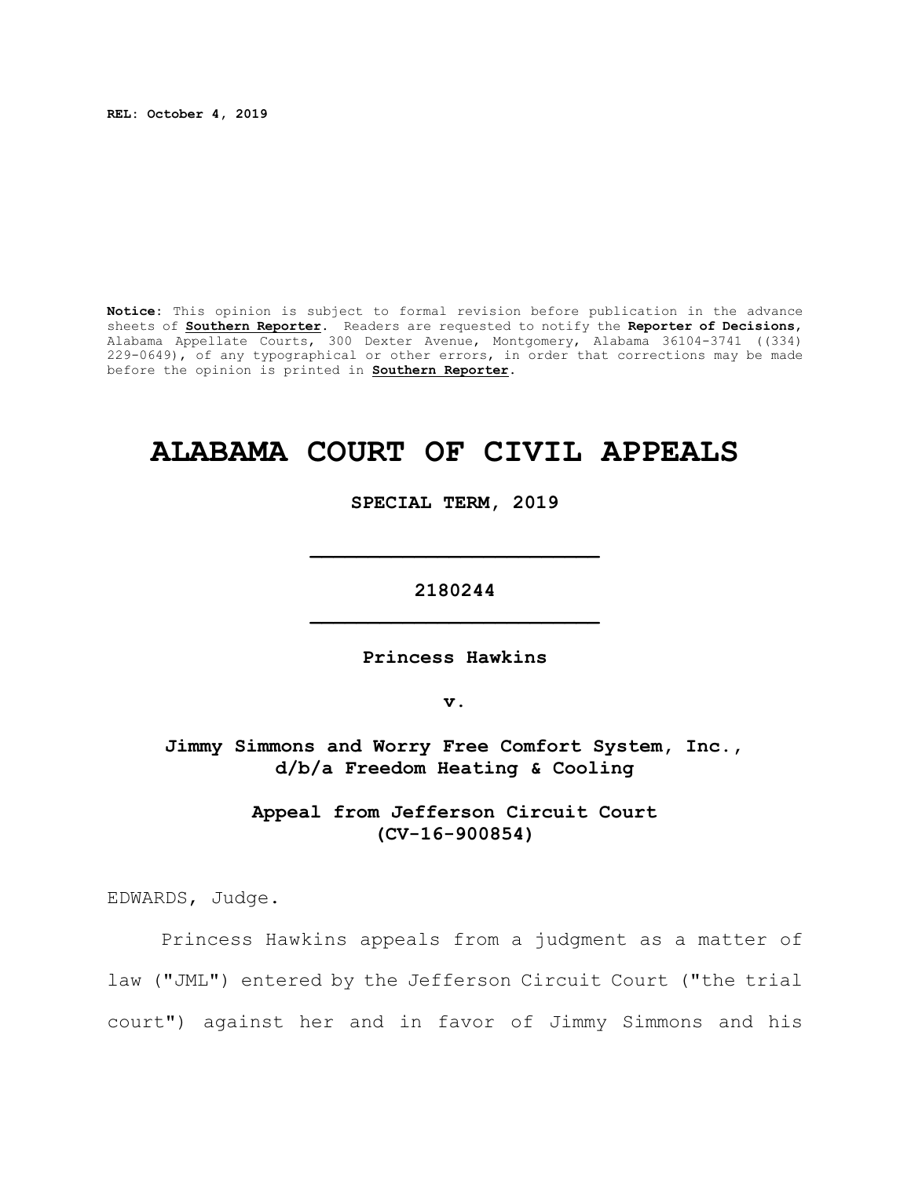**REL: October 4, 2019**

**Notice**: This opinion is subject to formal revision before publication in the advance sheets of **Southern Reporter**. Readers are requested to notify the **Reporter of Decisions**, Alabama Appellate Courts, 300 Dexter Avenue, Montgomery, Alabama 36104-3741 ((334) 229-0649), of any typographical or other errors, in order that corrections may be made before the opinion is printed in **Southern Reporter**.

# ALABAMA COURT OF CIVIL APPEALS

**SPECIAL TERM, 2019**

---

**2180244**

---

**Princess Hawkins**

**v.**

**Jimmy Simmons and Worry Free Comfort System, Inc., d/b/a Freedom Heating & Cooling**

**Appeal from Jefferson Circuit Court (CV-16-900854)**

EDWARDS, Judge.

Princess Hawkins appeals from a judgment as a matter of law ("JML") entered by the Jefferson Circuit Court ("the trial court") against her and in favor of Jimmy Simmons and his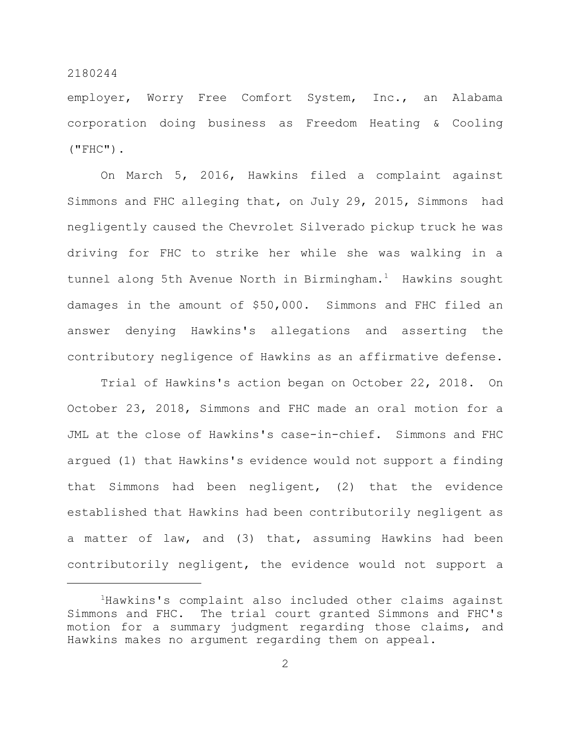employer, Worry Free Comfort System, Inc., an Alabama corporation doing business as Freedom Heating & Cooling ("FHC").

On March 5, 2016, Hawkins filed a complaint against Simmons and FHC alleging that, on July 29, 2015, Simmons had negligently caused the Chevrolet Silverado pickup truck he was driving for FHC to strike her while she was walking in a tunnel along 5th Avenue North in Birmingham.[1] Hawkins sought damages in the amount of $50,000. Simmons and FHC filed an answer denying Hawkins's allegations and asserting the contributory negligence of Hawkins as an affirmative defense.

Trial of Hawkins's action began on October 22, 2018. On October 23, 2018, Simmons and FHC made an oral motion for a JML at the close of Hawkins's case-in-chief. Simmons and FHC argued (1) that Hawkins's evidence would not support a finding that Simmons had been negligent, (2) that the evidence established that Hawkins had been contributorily negligent as a matter of law, and (3) that, assuming Hawkins had been contributorily negligent, the evidence would not support a

---

[1]Hawkins's complaint also included other claims against Simmons and FHC. The trial court granted Simmons and FHC's motion for a summary judgment regarding those claims, and Hawkins makes no argument regarding them on appeal.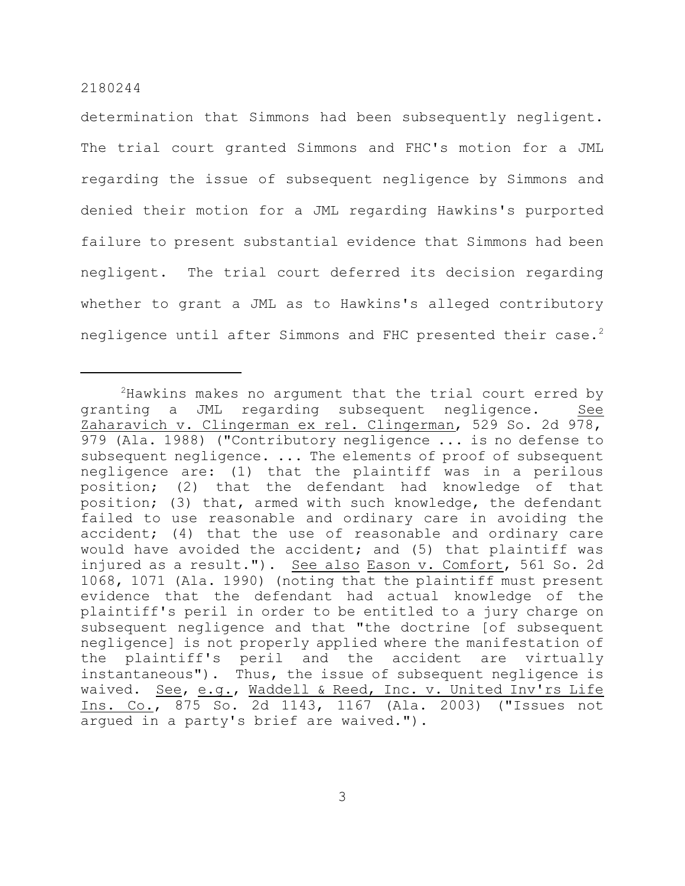determination that Simmons had been subsequently negligent. The trial court granted Simmons and FHC's motion for a JML regarding the issue of subsequent negligence by Simmons and denied their motion for a JML regarding Hawkins's purported failure to present substantial evidence that Simmons had been negligent. The trial court deferred its decision regarding whether to grant a JML as to Hawkins's alleged contributory negligence until after Simmons and FHC presented their case.[2]

---

[2]Hawkins makes no argument that the trial court erred by granting a JML regarding subsequent negligence. See Zaharavich v. Clingerman ex rel. Clingerman, 529 So. 2d 978, 979 (Ala. 1988) ("Contributory negligence ... is no defense to subsequent negligence. ... The elements of proof of subsequent negligence are: (1) that the plaintiff was in a perilous position; (2) that the defendant had knowledge of that position; (3) that, armed with such knowledge, the defendant failed to use reasonable and ordinary care in avoiding the accident; (4) that the use of reasonable and ordinary care would have avoided the accident; and (5) that plaintiff was injured as a result."). See also Eason v. Comfort, 561 So. 2d 1068, 1071 (Ala. 1990) (noting that the plaintiff must present evidence that the defendant had actual knowledge of the plaintiff's peril in order to be entitled to a jury charge on subsequent negligence and that "the doctrine [of subsequent negligence] is not properly applied where the manifestation of the plaintiff's peril and the accident are virtually instantaneous"). Thus, the issue of subsequent negligence is waived. See, e.g., Waddell & Reed, Inc. v. United Inv'rs Life Ins. Co., 875 So. 2d 1143, 1167 (Ala. 2003) ("Issues not argued in a party's brief are waived.").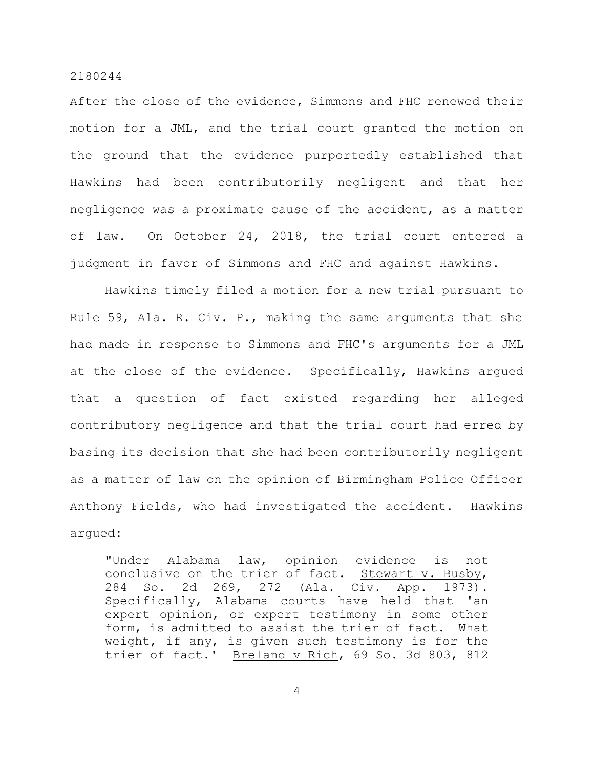After the close of the evidence, Simmons and FHC renewed their motion for a JML, and the trial court granted the motion on the ground that the evidence purportedly established that Hawkins had been contributorily negligent and that her negligence was a proximate cause of the accident, as a matter of law. On October 24, 2018, the trial court entered a judgment in favor of Simmons and FHC and against Hawkins.

Hawkins timely filed a motion for a new trial pursuant to Rule 59, Ala. R. Civ. P., making the same arguments that she had made in response to Simmons and FHC's arguments for a JML at the close of the evidence. Specifically, Hawkins argued that a question of fact existed regarding her alleged contributory negligence and that the trial court had erred by basing its decision that she had been contributorily negligent as a matter of law on the opinion of Birmingham Police Officer Anthony Fields, who had investigated the accident. Hawkins argued:

> "Under Alabama law, opinion evidence is not conclusive on the trier of fact. Stewart v. Busby, 284 So. 2d 269, 272 (Ala. Civ. App. 1973). Specifically, Alabama courts have held that 'an expert opinion, or expert testimony in some other form, is admitted to assist the trier of fact. What weight, if any, is given such testimony is for the trier of fact.' Breland v Rich, 69 So. 3d 803, 812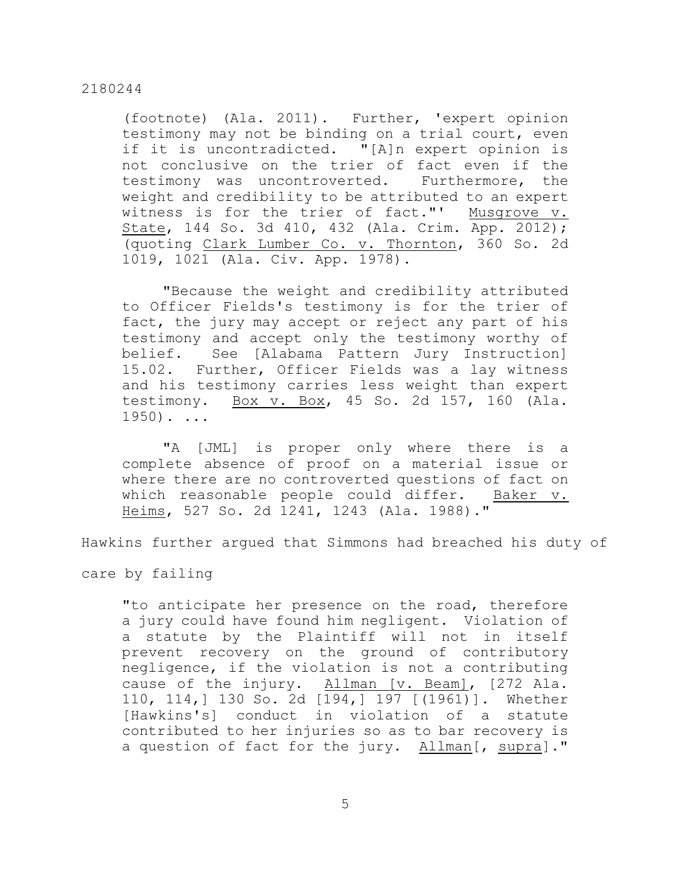(footnote) (Ala. 2011). Further, 'expert opinion testimony may not be binding on a trial court, even if it is uncontradicted. "[A]n expert opinion is not conclusive on the trier of fact even if the testimony was uncontroverted. Furthermore, the weight and credibility to be attributed to an expert witness is for the trier of fact."' Musgrove v. State, 144 So. 3d 410, 432 (Ala. Crim. App. 2012); (quoting Clark Lumber Co. v. Thornton, 360 So. 2d 1019, 1021 (Ala. Civ. App. 1978).

"Because the weight and credibility attributed to Officer Fields's testimony is for the trier of fact, the jury may accept or reject any part of his testimony and accept only the testimony worthy of belief. See [Alabama Pattern Jury Instruction] 15.02. Further, Officer Fields was a lay witness and his testimony carries less weight than expert testimony. Box v. Box, 45 So. 2d 157, 160 (Ala. 1950). ...

"A [JML] is proper only where there is a complete absence of proof on a material issue or where there are no controverted questions of fact on which reasonable people could differ. Baker v. Heims, 527 So. 2d 1241, 1243 (Ala. 1988)."

Hawkins further argued that Simmons had breached his duty of care by failing

"to anticipate her presence on the road, therefore a jury could have found him negligent. Violation of a statute by the Plaintiff will not in itself prevent recovery on the ground of contributory negligence, if the violation is not a contributing cause of the injury. Allman [v. Beam], [272 Ala. 110, 114,] 130 So. 2d [194,] 197 [(1961)]. Whether [Hawkins's] conduct in violation of a statute contributed to her injuries so as to bar recovery is a question of fact for the jury. Allman[, supra]."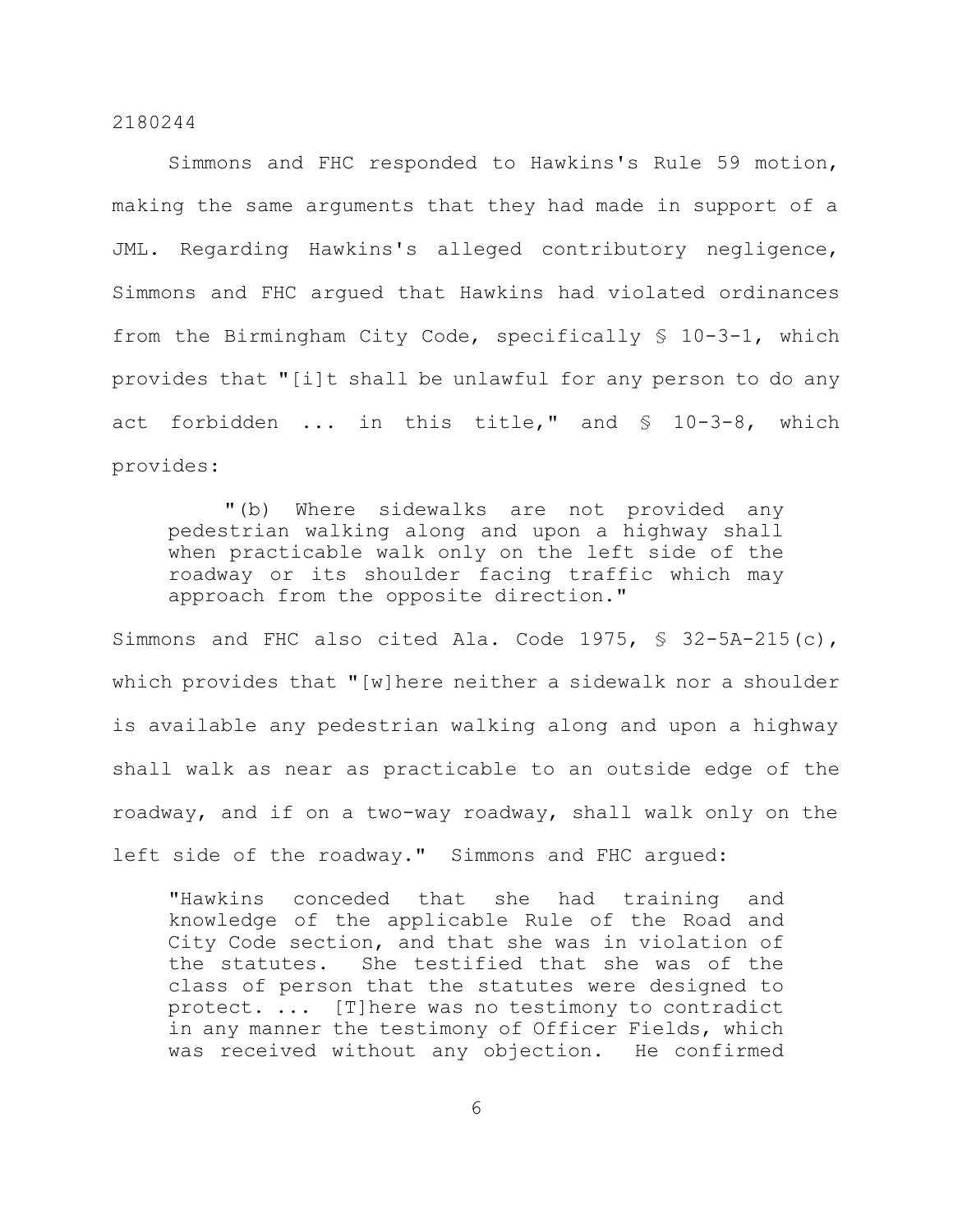Simmons and FHC responded to Hawkins's Rule 59 motion, making the same arguments that they had made in support of a JML. Regarding Hawkins's alleged contributory negligence, Simmons and FHC argued that Hawkins had violated ordinances from the Birmingham City Code, specifically § 10-3-1, which provides that "[i]t shall be unlawful for any person to do any act forbidden ... in this title," and § 10-3-8, which provides:

> "(b) Where sidewalks are not provided any pedestrian walking along and upon a highway shall when practicable walk only on the left side of the roadway or its shoulder facing traffic which may approach from the opposite direction."

Simmons and FHC also cited Ala. Code 1975, § 32-5A-215(c), which provides that "[w]here neither a sidewalk nor a shoulder is available any pedestrian walking along and upon a highway shall walk as near as practicable to an outside edge of the roadway, and if on a two-way roadway, shall walk only on the left side of the roadway." Simmons and FHC argued:

> "Hawkins conceded that she had training and knowledge of the applicable Rule of the Road and City Code section, and that she was in violation of the statutes. She testified that she was of the class of person that the statutes were designed to protect. ... [T]here was no testimony to contradict in any manner the testimony of Officer Fields, which was received without any objection. He confirmed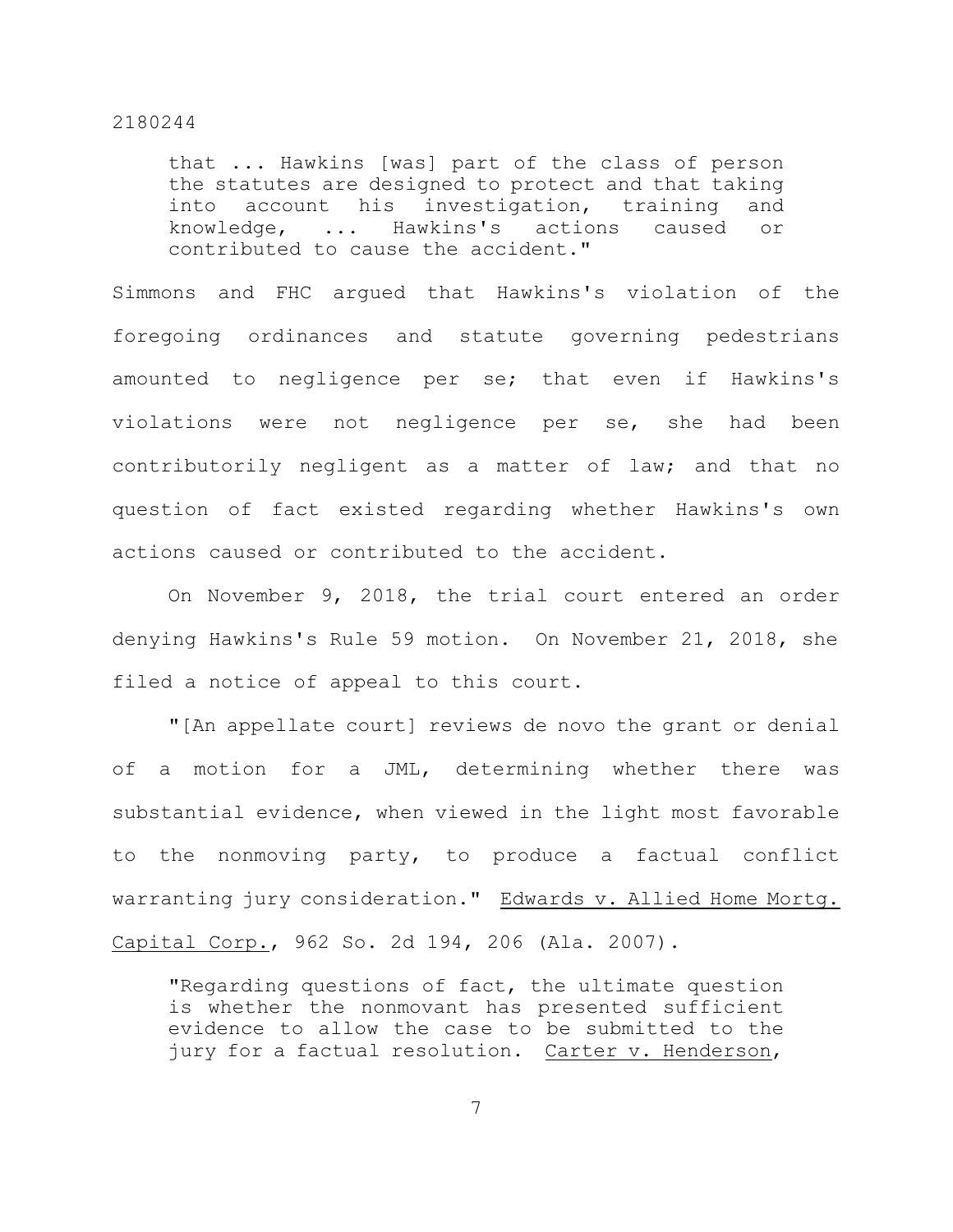> that ... Hawkins [was] part of the class of person the statutes are designed to protect and that taking into account his investigation, training and knowledge, ... Hawkins's actions caused or contributed to cause the accident."

Simmons and FHC argued that Hawkins's violation of the foregoing ordinances and statute governing pedestrians amounted to negligence per se; that even if Hawkins's violations were not negligence per se, she had been contributorily negligent as a matter of law; and that no question of fact existed regarding whether Hawkins's own actions caused or contributed to the accident.

On November 9, 2018, the trial court entered an order denying Hawkins's Rule 59 motion. On November 21, 2018, she filed a notice of appeal to this court.

"[An appellate court] reviews de novo the grant or denial of a motion for a JML, determining whether there was substantial evidence, when viewed in the light most favorable to the nonmoving party, to produce a factual conflict warranting jury consideration." Edwards v. Allied Home Mortg. Capital Corp., 962 So. 2d 194, 206 (Ala. 2007).

> "Regarding questions of fact, the ultimate question is whether the nonmovant has presented sufficient evidence to allow the case to be submitted to the jury for a factual resolution. Carter v. Henderson,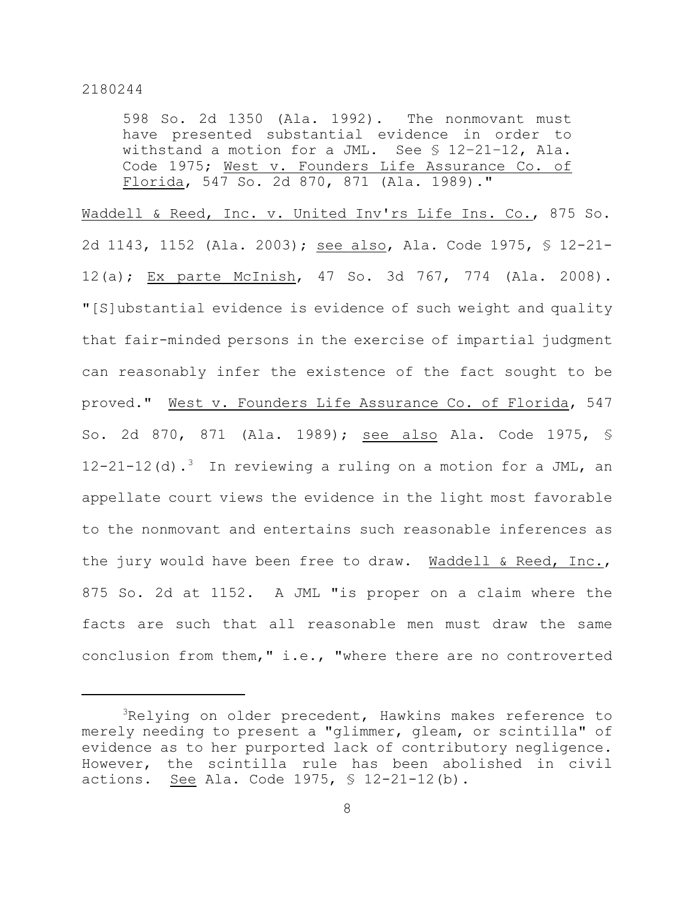> 598 So. 2d 1350 (Ala. 1992). The nonmovant must have presented substantial evidence in order to withstand a motion for a JML. See § 12–21–12, Ala. Code 1975; West v. Founders Life Assurance Co. of Florida, 547 So. 2d 870, 871 (Ala. 1989)."

Waddell & Reed, Inc. v. United Inv'rs Life Ins. Co., 875 So. 2d 1143, 1152 (Ala. 2003); see also, Ala. Code 1975, § 12-21-12(a); Ex parte McInish, 47 So. 3d 767, 774 (Ala. 2008). "[S]ubstantial evidence is evidence of such weight and quality that fair-minded persons in the exercise of impartial judgment can reasonably infer the existence of the fact sought to be proved." West v. Founders Life Assurance Co. of Florida, 547 So. 2d 870, 871 (Ala. 1989); see also Ala. Code 1975, § 12-21-12(d).[3] In reviewing a ruling on a motion for a JML, an appellate court views the evidence in the light most favorable to the nonmovant and entertains such reasonable inferences as the jury would have been free to draw. Waddell & Reed, Inc., 875 So. 2d at 1152. A JML "is proper on a claim where the facts are such that all reasonable men must draw the same conclusion from them," i.e., "where there are no controverted

---

[3]Relying on older precedent, Hawkins makes reference to merely needing to present a "glimmer, gleam, or scintilla" of evidence as to her purported lack of contributory negligence. However, the scintilla rule has been abolished in civil actions. See Ala. Code 1975, § 12-21-12(b).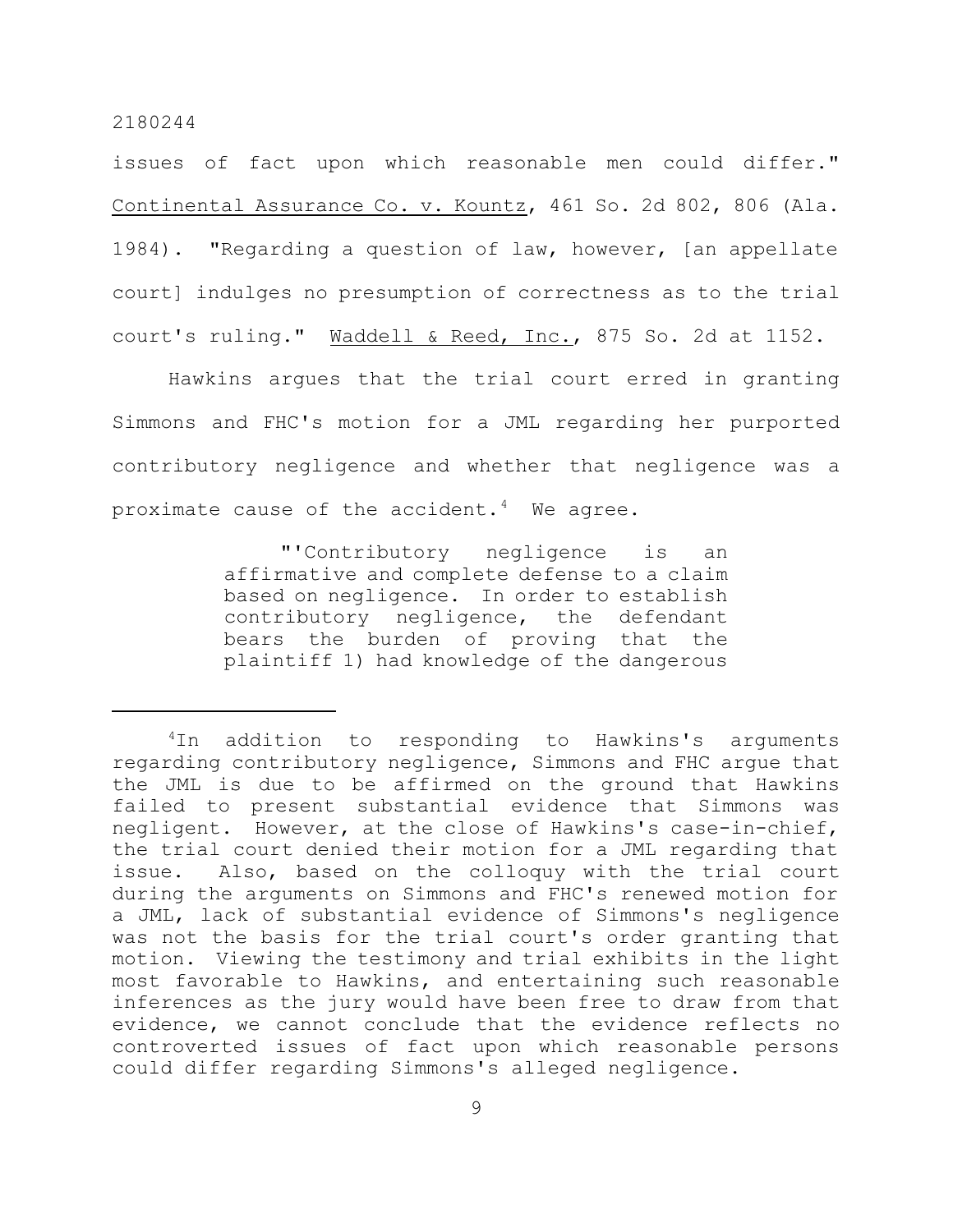issues of fact upon which reasonable men could differ." Continental Assurance Co. v. Kountz, 461 So. 2d 802, 806 (Ala. 1984). "Regarding a question of law, however, [an appellate court] indulges no presumption of correctness as to the trial court's ruling." Waddell & Reed, Inc., 875 So. 2d at 1152.

Hawkins argues that the trial court erred in granting Simmons and FHC's motion for a JML regarding her purported contributory negligence and whether that negligence was a proximate cause of the accident.[4] We agree.

> "'Contributory negligence is an affirmative and complete defense to a claim based on negligence. In order to establish contributory negligence, the defendant bears the burden of proving that the plaintiff 1) had knowledge of the dangerous

---

[4]In addition to responding to Hawkins's arguments regarding contributory negligence, Simmons and FHC argue that the JML is due to be affirmed on the ground that Hawkins failed to present substantial evidence that Simmons was negligent. However, at the close of Hawkins's case-in-chief, the trial court denied their motion for a JML regarding that issue. Also, based on the colloquy with the trial court during the arguments on Simmons and FHC's renewed motion for a JML, lack of substantial evidence of Simmons's negligence was not the basis for the trial court's order granting that motion. Viewing the testimony and trial exhibits in the light most favorable to Hawkins, and entertaining such reasonable inferences as the jury would have been free to draw from that evidence, we cannot conclude that the evidence reflects no controverted issues of fact upon which reasonable persons could differ regarding Simmons's alleged negligence.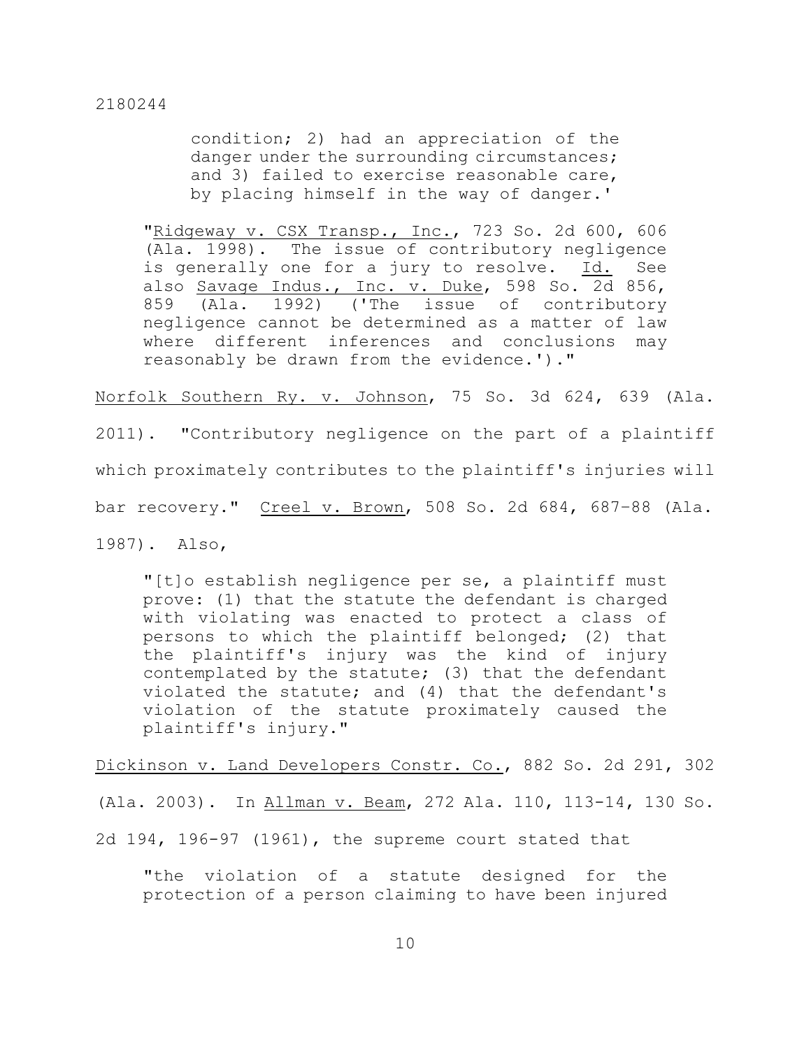condition; 2) had an appreciation of the danger under the surrounding circumstances; and 3) failed to exercise reasonable care, by placing himself in the way of danger.'

> "Ridgeway v. CSX Transp., Inc., 723 So. 2d 600, 606 (Ala. 1998). The issue of contributory negligence is generally one for a jury to resolve. Id. See also Savage Indus., Inc. v. Duke, 598 So. 2d 856, 859 (Ala. 1992) ('The issue of contributory negligence cannot be determined as a matter of law where different inferences and conclusions may reasonably be drawn from the evidence.')."

Norfolk Southern Ry. v. Johnson, 75 So. 3d 624, 639 (Ala. 2011). "Contributory negligence on the part of a plaintiff which proximately contributes to the plaintiff's injuries will bar recovery." Creel v. Brown, 508 So. 2d 684, 687–88 (Ala. 1987). Also,

> "[t]o establish negligence per se, a plaintiff must prove: (1) that the statute the defendant is charged with violating was enacted to protect a class of persons to which the plaintiff belonged; (2) that the plaintiff's injury was the kind of injury contemplated by the statute; (3) that the defendant violated the statute; and (4) that the defendant's violation of the statute proximately caused the plaintiff's injury."

Dickinson v. Land Developers Constr. Co., 882 So. 2d 291, 302 (Ala. 2003). In Allman v. Beam, 272 Ala. 110, 113-14, 130 So. 2d 194, 196-97 (1961), the supreme court stated that

> "the violation of a statute designed for the protection of a person claiming to have been injured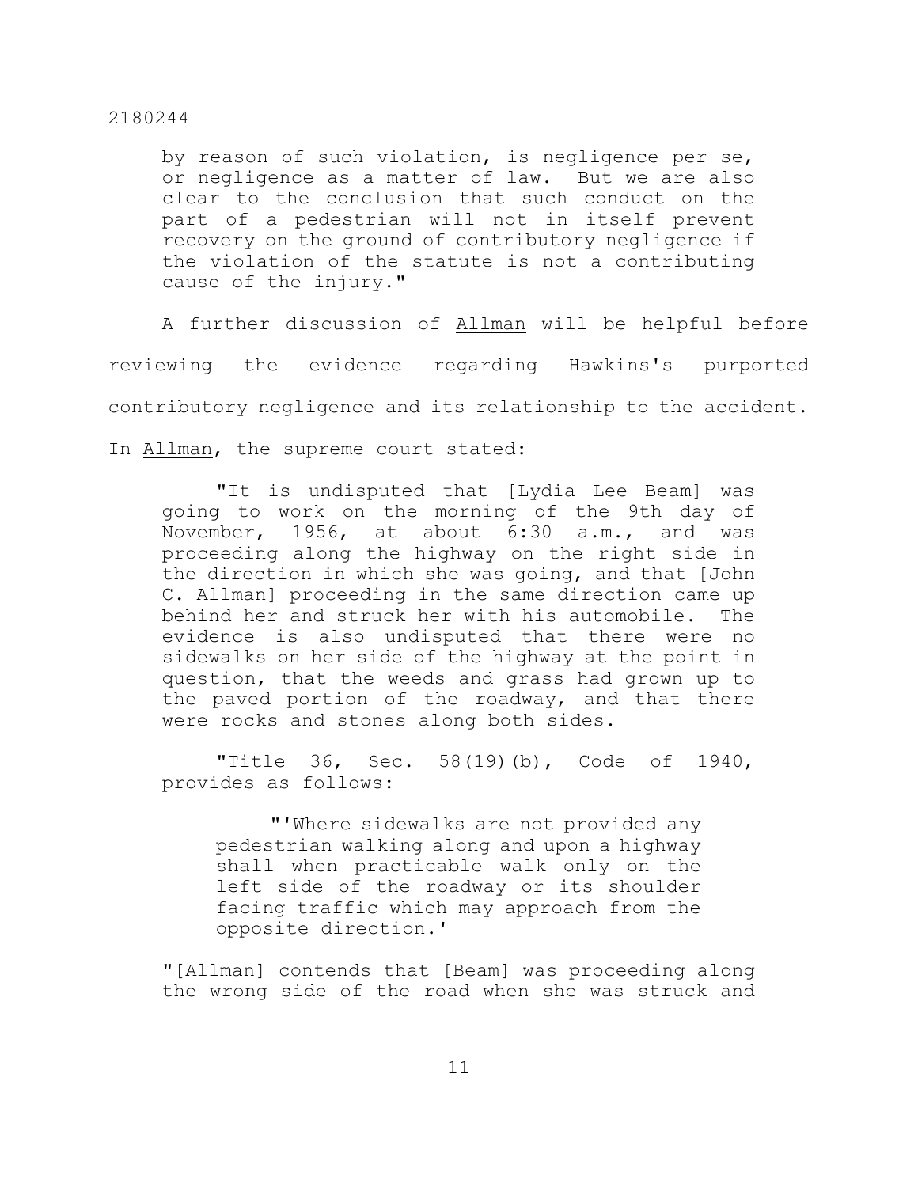> by reason of such violation, is negligence per se, or negligence as a matter of law. But we are also clear to the conclusion that such conduct on the part of a pedestrian will not in itself prevent recovery on the ground of contributory negligence if the violation of the statute is not a contributing cause of the injury."

A further discussion of Allman will be helpful before reviewing the evidence regarding Hawkins's purported contributory negligence and its relationship to the accident. In Allman, the supreme court stated:

> "It is undisputed that [Lydia Lee Beam] was going to work on the morning of the 9th day of November, 1956, at about 6:30 a.m., and was proceeding along the highway on the right side in the direction in which she was going, and that [John C. Allman] proceeding in the same direction came up behind her and struck her with his automobile. The evidence is also undisputed that there were no sidewalks on her side of the highway at the point in question, that the weeds and grass had grown up to the paved portion of the roadway, and that there were rocks and stones along both sides.
>
> "Title 36, Sec. 58(19)(b), Code of 1940, provides as follows:
>
> > "'Where sidewalks are not provided any pedestrian walking along and upon a highway shall when practicable walk only on the left side of the roadway or its shoulder facing traffic which may approach from the opposite direction.'
>
> "[Allman] contends that [Beam] was proceeding along the wrong side of the road when she was struck and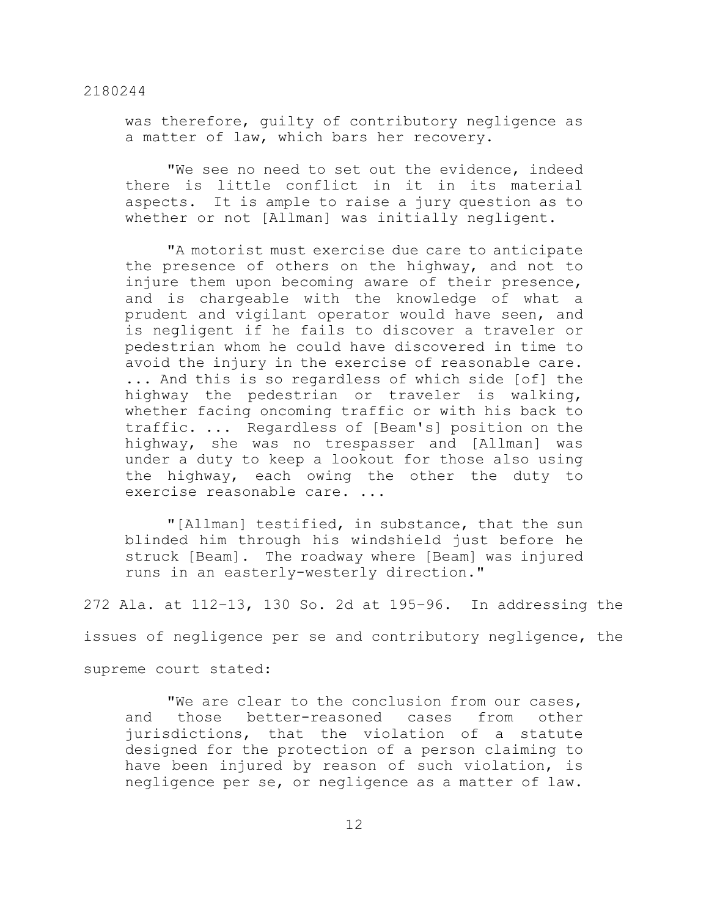was therefore, guilty of contributory negligence as a matter of law, which bars her recovery.

> "We see no need to set out the evidence, indeed there is little conflict in it in its material aspects. It is ample to raise a jury question as to whether or not [Allman] was initially negligent.
>
> "A motorist must exercise due care to anticipate the presence of others on the highway, and not to injure them upon becoming aware of their presence, and is chargeable with the knowledge of what a prudent and vigilant operator would have seen, and is negligent if he fails to discover a traveler or pedestrian whom he could have discovered in time to avoid the injury in the exercise of reasonable care. ... And this is so regardless of which side [of] the highway the pedestrian or traveler is walking, whether facing oncoming traffic or with his back to traffic. ... Regardless of [Beam's] position on the highway, she was no trespasser and [Allman] was under a duty to keep a lookout for those also using the highway, each owing the other the duty to exercise reasonable care. ...
>
> "[Allman] testified, in substance, that the sun blinded him through his windshield just before he struck [Beam]. The roadway where [Beam] was injured runs in an easterly-westerly direction."

272 Ala. at 112-13, 130 So. 2d at 195-96. In addressing the issues of negligence per se and contributory negligence, the supreme court stated:

> "We are clear to the conclusion from our cases, and those better-reasoned cases from other jurisdictions, that the violation of a statute designed for the protection of a person claiming to have been injured by reason of such violation, is negligence per se, or negligence as a matter of law.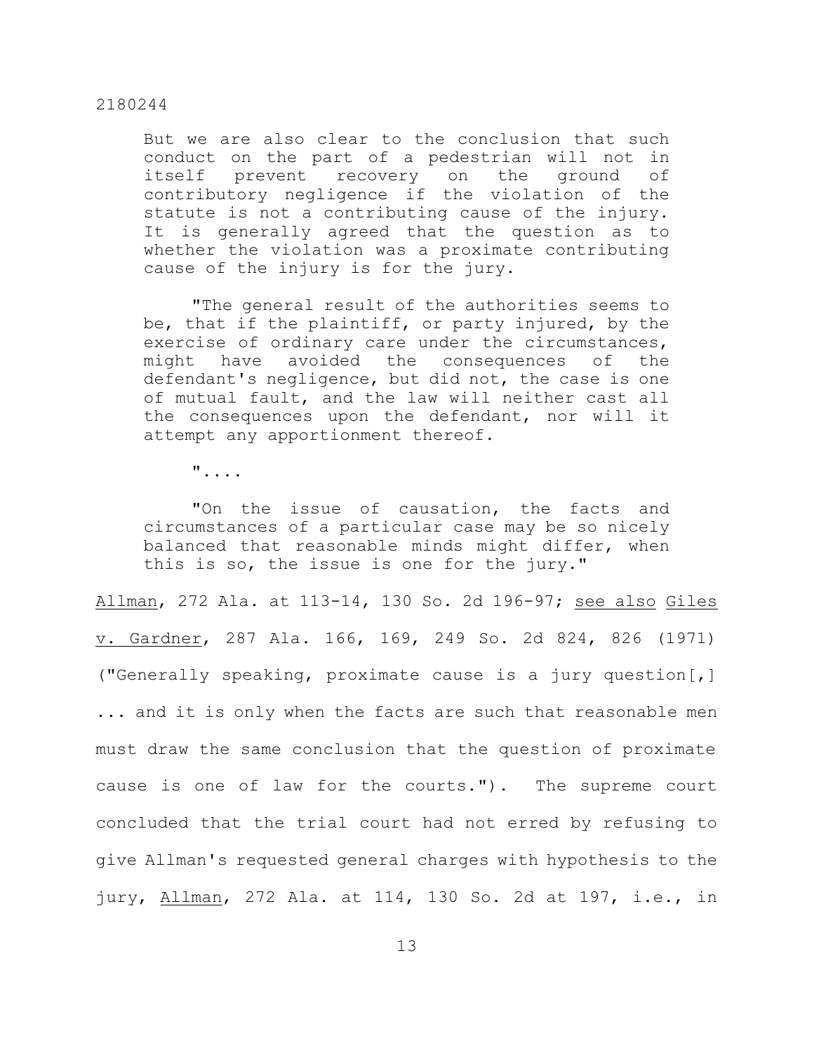> But we are also clear to the conclusion that such conduct on the part of a pedestrian will not in itself prevent recovery on the ground of contributory negligence if the violation of the statute is not a contributing cause of the injury. It is generally agreed that the question as to whether the violation was a proximate contributing cause of the injury is for the jury.
>
> "The general result of the authorities seems to be, that if the plaintiff, or party injured, by the exercise of ordinary care under the circumstances, might have avoided the consequences of the defendant's negligence, but did not, the case is one of mutual fault, and the law will neither cast all the consequences upon the defendant, nor will it attempt any apportionment thereof.
>
> "....
>
> "On the issue of causation, the facts and circumstances of a particular case may be so nicely balanced that reasonable minds might differ, when this is so, the issue is one for the jury."

<u>Allman</u>, 272 Ala. at 113-14, 130 So. 2d 196-97; <u>see also</u> <u>Giles v. Gardner</u>, 287 Ala. 166, 169, 249 So. 2d 824, 826 (1971) ("Generally speaking, proximate cause is a jury question[,] ... and it is only when the facts are such that reasonable men must draw the same conclusion that the question of proximate cause is one of law for the courts."). The supreme court concluded that the trial court had not erred by refusing to give Allman's requested general charges with hypothesis to the jury, <u>Allman</u>, 272 Ala. at 114, 130 So. 2d at 197, i.e., in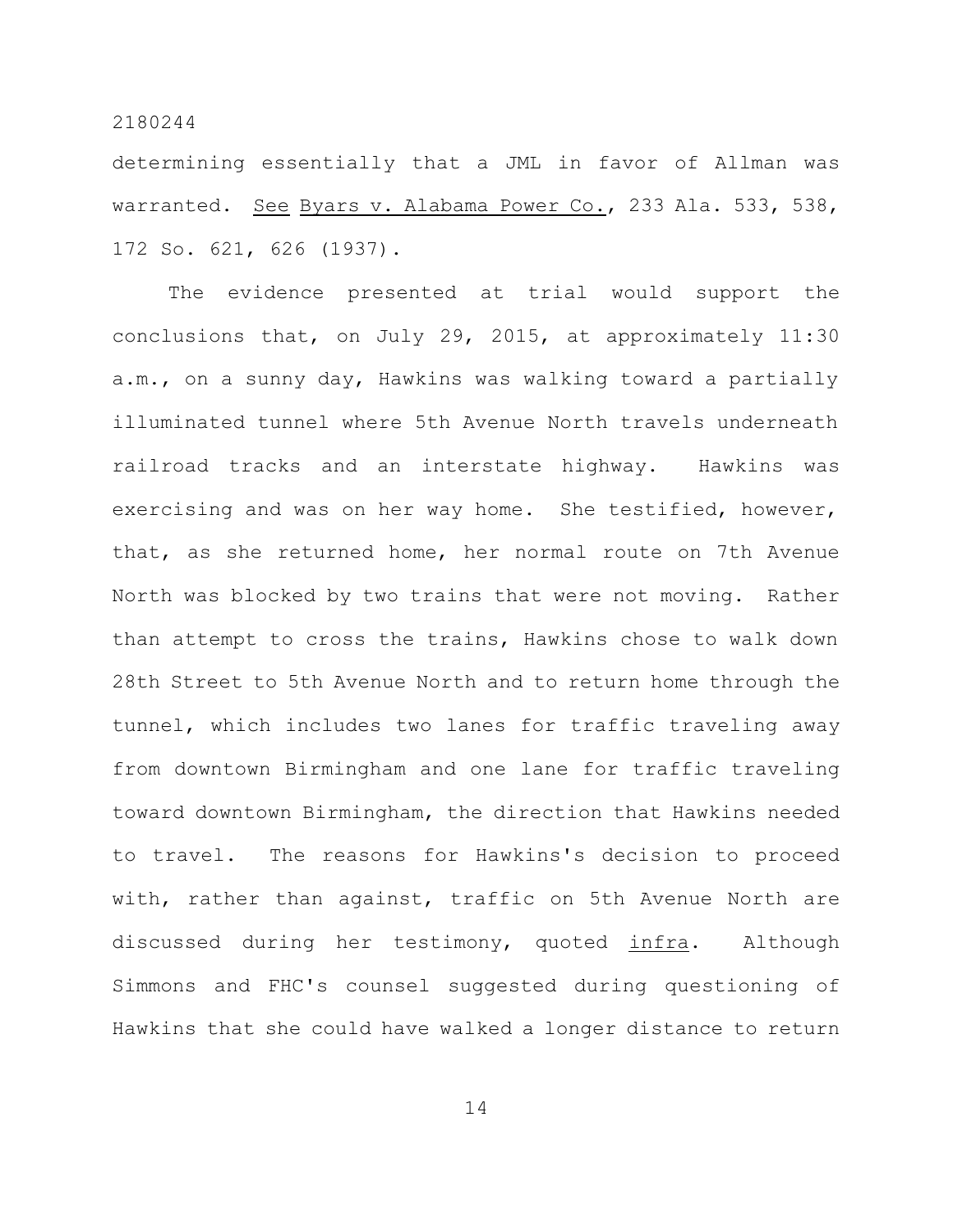determining essentially that a JML in favor of Allman was warranted. See Byars v. Alabama Power Co., 233 Ala. 533, 538, 172 So. 621, 626 (1937).

The evidence presented at trial would support the conclusions that, on July 29, 2015, at approximately 11:30 a.m., on a sunny day, Hawkins was walking toward a partially illuminated tunnel where 5th Avenue North travels underneath railroad tracks and an interstate highway. Hawkins was exercising and was on her way home. She testified, however, that, as she returned home, her normal route on 7th Avenue North was blocked by two trains that were not moving. Rather than attempt to cross the trains, Hawkins chose to walk down 28th Street to 5th Avenue North and to return home through the tunnel, which includes two lanes for traffic traveling away from downtown Birmingham and one lane for traffic traveling toward downtown Birmingham, the direction that Hawkins needed to travel. The reasons for Hawkins's decision to proceed with, rather than against, traffic on 5th Avenue North are discussed during her testimony, quoted infra. Although Simmons and FHC's counsel suggested during questioning of Hawkins that she could have walked a longer distance to return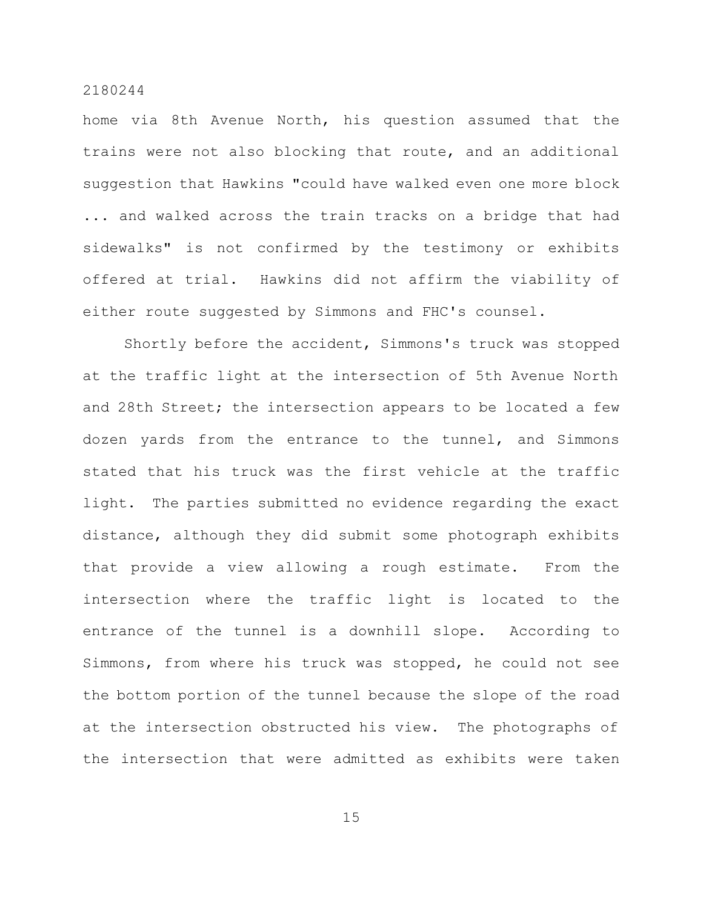home via 8th Avenue North, his question assumed that the trains were not also blocking that route, and an additional suggestion that Hawkins "could have walked even one more block ... and walked across the train tracks on a bridge that had sidewalks" is not confirmed by the testimony or exhibits offered at trial. Hawkins did not affirm the viability of either route suggested by Simmons and FHC's counsel.

Shortly before the accident, Simmons's truck was stopped at the traffic light at the intersection of 5th Avenue North and 28th Street; the intersection appears to be located a few dozen yards from the entrance to the tunnel, and Simmons stated that his truck was the first vehicle at the traffic light. The parties submitted no evidence regarding the exact distance, although they did submit some photograph exhibits that provide a view allowing a rough estimate. From the intersection where the traffic light is located to the entrance of the tunnel is a downhill slope. According to Simmons, from where his truck was stopped, he could not see the bottom portion of the tunnel because the slope of the road at the intersection obstructed his view. The photographs of the intersection that were admitted as exhibits were taken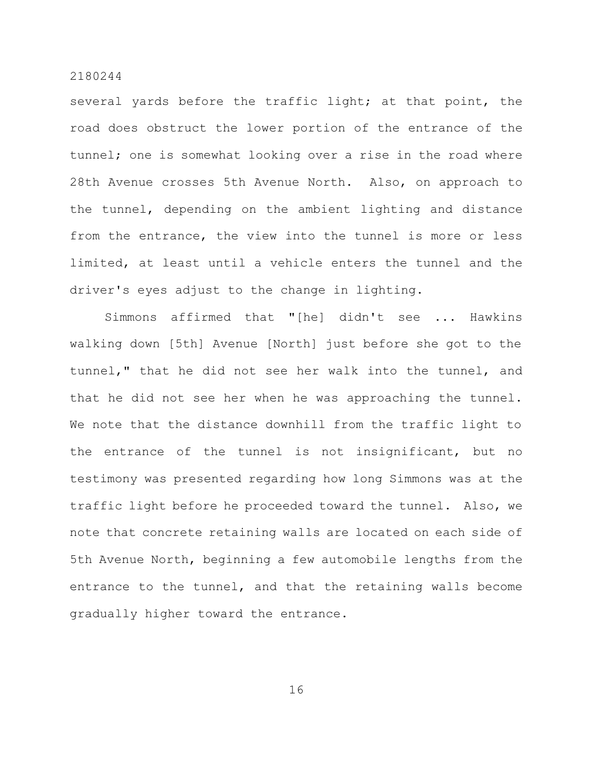several yards before the traffic light; at that point, the road does obstruct the lower portion of the entrance of the tunnel; one is somewhat looking over a rise in the road where 28th Avenue crosses 5th Avenue North. Also, on approach to the tunnel, depending on the ambient lighting and distance from the entrance, the view into the tunnel is more or less limited, at least until a vehicle enters the tunnel and the driver's eyes adjust to the change in lighting.

Simmons affirmed that "[he] didn't see ... Hawkins walking down [5th] Avenue [North] just before she got to the tunnel," that he did not see her walk into the tunnel, and that he did not see her when he was approaching the tunnel. We note that the distance downhill from the traffic light to the entrance of the tunnel is not insignificant, but no testimony was presented regarding how long Simmons was at the traffic light before he proceeded toward the tunnel. Also, we note that concrete retaining walls are located on each side of 5th Avenue North, beginning a few automobile lengths from the entrance to the tunnel, and that the retaining walls become gradually higher toward the entrance.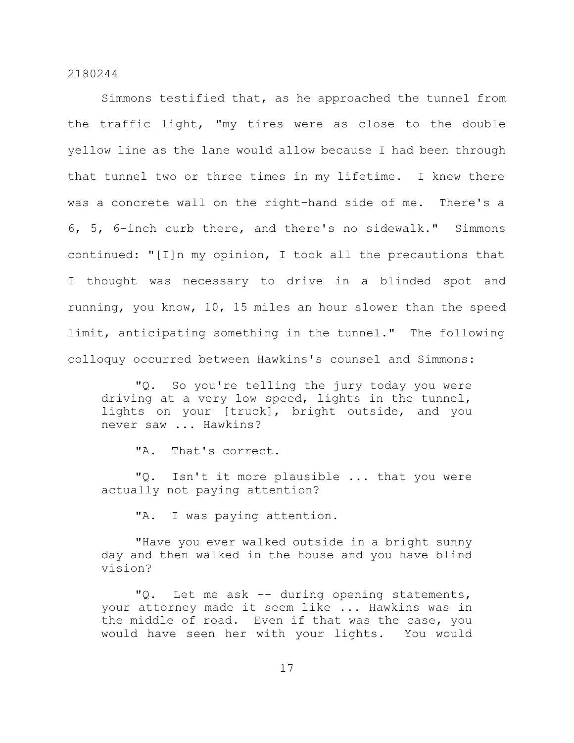Simmons testified that, as he approached the tunnel from the traffic light, "my tires were as close to the double yellow line as the lane would allow because I had been through that tunnel two or three times in my lifetime. I knew there was a concrete wall on the right-hand side of me. There's a 6, 5, 6-inch curb there, and there's no sidewalk." Simmons continued: "[I]n my opinion, I took all the precautions that I thought was necessary to drive in a blinded spot and running, you know, 10, 15 miles an hour slower than the speed limit, anticipating something in the tunnel." The following colloquy occurred between Hawkins's counsel and Simmons:

> "Q. So you're telling the jury today you were driving at a very low speed, lights in the tunnel, lights on your [truck], bright outside, and you never saw ... Hawkins?
>
> "A. That's correct.
>
> "Q. Isn't it more plausible ... that you were actually not paying attention?
>
> "A. I was paying attention.
>
> "Have you ever walked outside in a bright sunny day and then walked in the house and you have blind vision?
>
> "Q. Let me ask -- during opening statements, your attorney made it seem like ... Hawkins was in the middle of road. Even if that was the case, you would have seen her with your lights. You would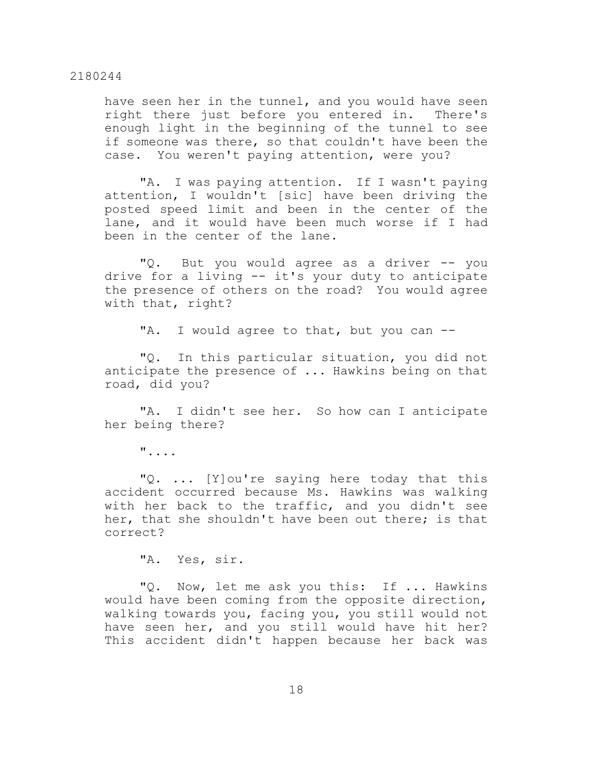have seen her in the tunnel, and you would have seen right there just before you entered in. There's enough light in the beginning of the tunnel to see if someone was there, so that couldn't have been the case. You weren't paying attention, were you?

"A. I was paying attention. If I wasn't paying attention, I wouldn't [sic] have been driving the posted speed limit and been in the center of the lane, and it would have been much worse if I had been in the center of the lane.

"Q. But you would agree as a driver -- you drive for a living -- it's your duty to anticipate the presence of others on the road? You would agree with that, right?

"A. I would agree to that, but you can --

"Q. In this particular situation, you did not anticipate the presence of ... Hawkins being on that road, did you?

"A. I didn't see her. So how can I anticipate her being there?

"....

"Q. ... [Y]ou're saying here today that this accident occurred because Ms. Hawkins was walking with her back to the traffic, and you didn't see her, that she shouldn't have been out there; is that correct?

"A. Yes, sir.

"Q. Now, let me ask you this: If ... Hawkins would have been coming from the opposite direction, walking towards you, facing you, you still would not have seen her, and you still would have hit her? This accident didn't happen because her back was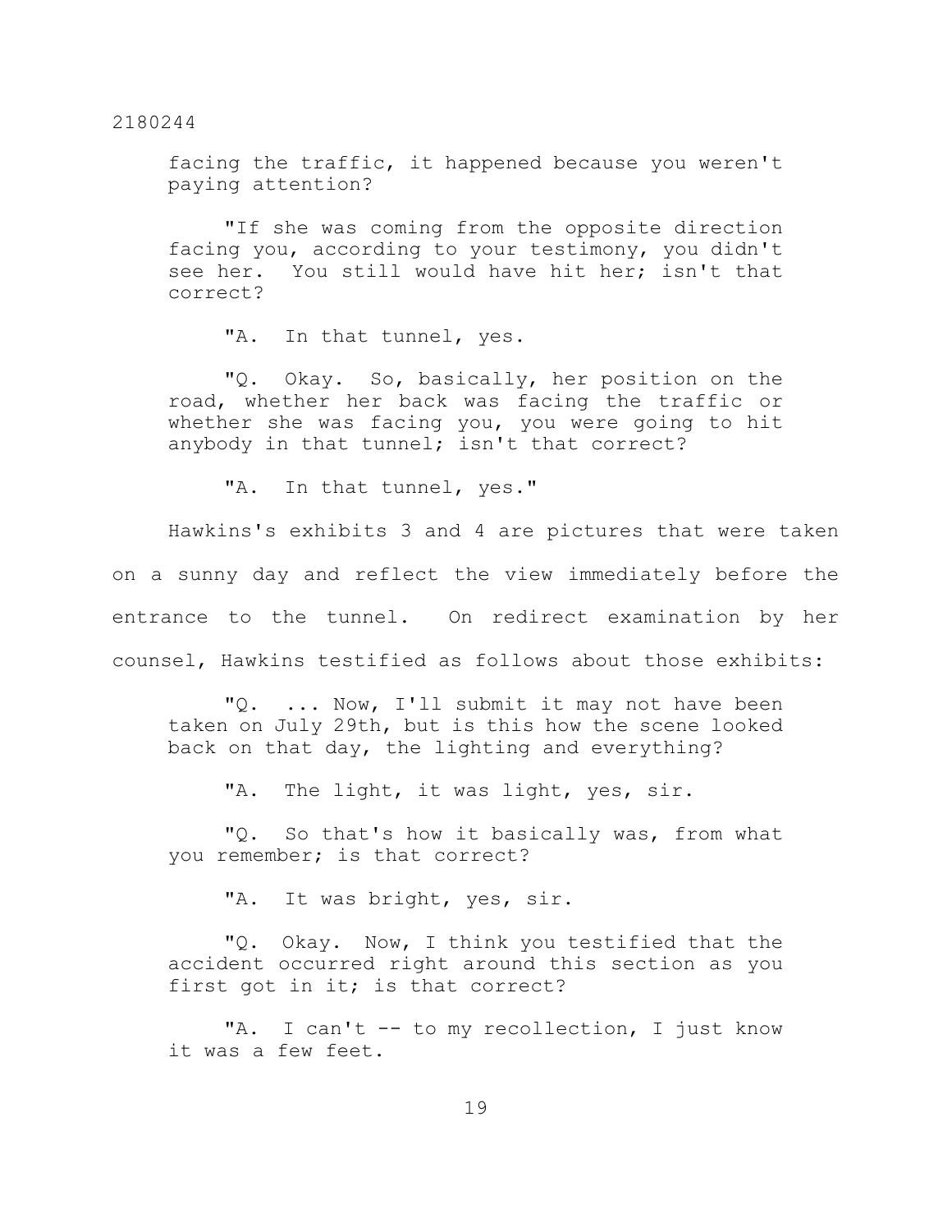facing the traffic, it happened because you weren't paying attention?

"If she was coming from the opposite direction facing you, according to your testimony, you didn't see her. You still would have hit her; isn't that correct?

"A. In that tunnel, yes.

"Q. Okay. So, basically, her position on the road, whether her back was facing the traffic or whether she was facing you, you were going to hit anybody in that tunnel; isn't that correct?

"A. In that tunnel, yes."

Hawkins's exhibits 3 and 4 are pictures that were taken on a sunny day and reflect the view immediately before the entrance to the tunnel. On redirect examination by her counsel, Hawkins testified as follows about those exhibits:

"Q. ... Now, I'll submit it may not have been taken on July 29th, but is this how the scene looked back on that day, the lighting and everything?

"A. The light, it was light, yes, sir.

"Q. So that's how it basically was, from what you remember; is that correct?

"A. It was bright, yes, sir.

"Q. Okay. Now, I think you testified that the accident occurred right around this section as you first got in it; is that correct?

"A. I can't -- to my recollection, I just know it was a few feet.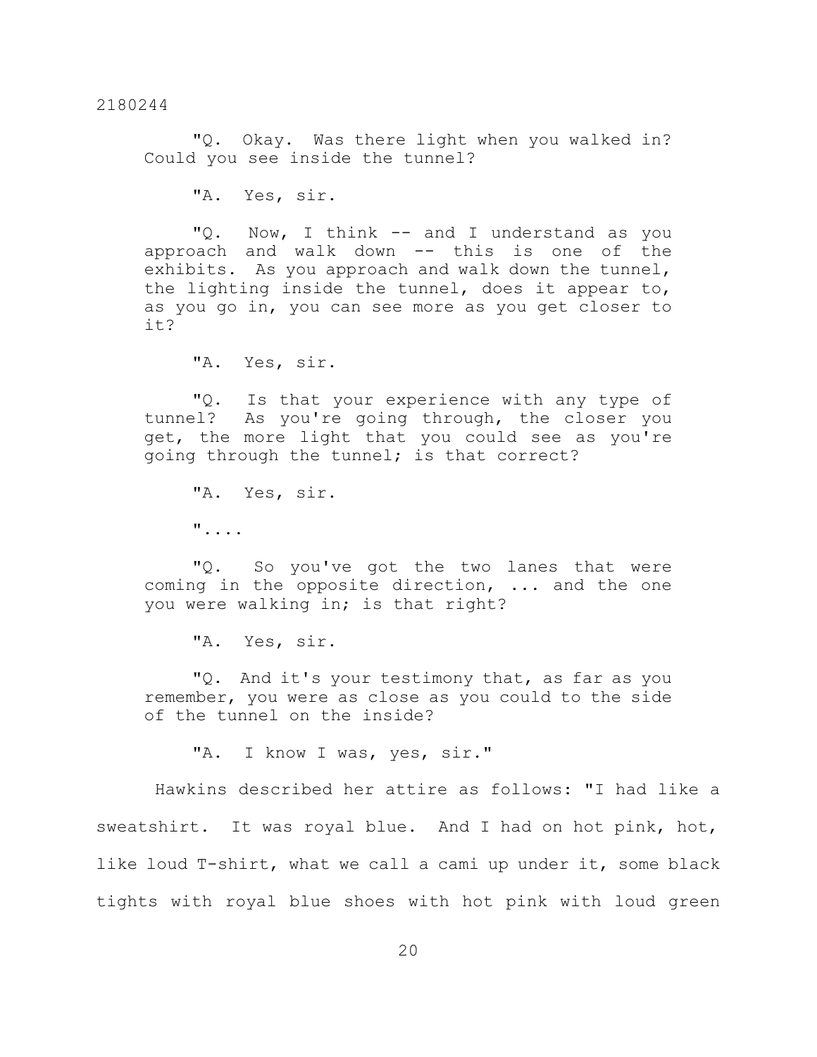"Q. Okay. Was there light when you walked in? Could you see inside the tunnel?

"A. Yes, sir.

"Q. Now, I think -- and I understand as you approach and walk down -- this is one of the exhibits. As you approach and walk down the tunnel, the lighting inside the tunnel, does it appear to, as you go in, you can see more as you get closer to it?

"A. Yes, sir.

"Q. Is that your experience with any type of tunnel? As you're going through, the closer you get, the more light that you could see as you're going through the tunnel; is that correct?

"A. Yes, sir.

"....

"Q. So you've got the two lanes that were coming in the opposite direction, ... and the one you were walking in; is that right?

"A. Yes, sir.

"Q. And it's your testimony that, as far as you remember, you were as close as you could to the side of the tunnel on the inside?

"A. I know I was, yes, sir."

Hawkins described her attire as follows: "I had like a sweatshirt. It was royal blue. And I had on hot pink, hot, like loud T-shirt, what we call a cami up under it, some black tights with royal blue shoes with hot pink with loud green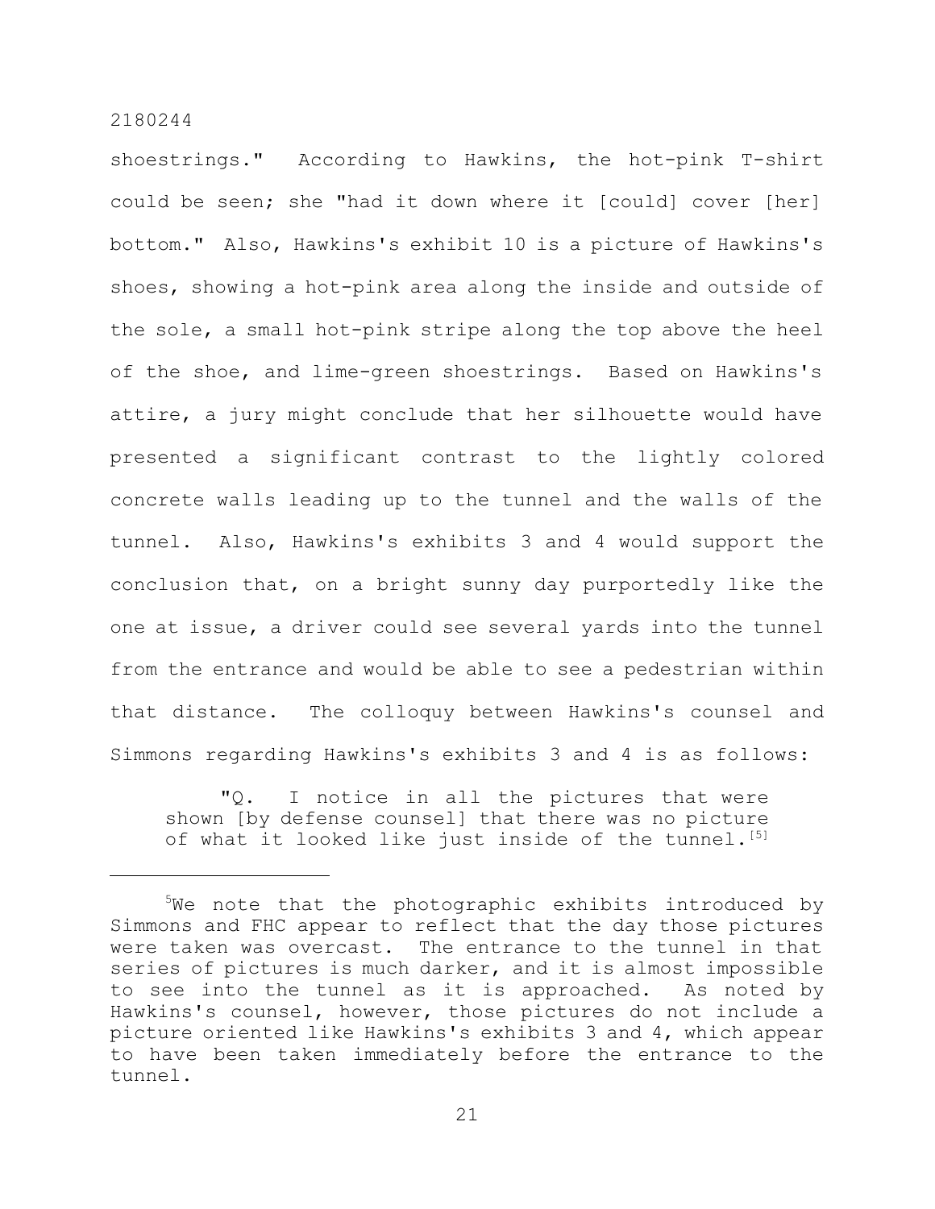shoestrings." According to Hawkins, the hot-pink T-shirt could be seen; she "had it down where it [could] cover [her] bottom." Also, Hawkins's exhibit 10 is a picture of Hawkins's shoes, showing a hot-pink area along the inside and outside of the sole, a small hot-pink stripe along the top above the heel of the shoe, and lime-green shoestrings. Based on Hawkins's attire, a jury might conclude that her silhouette would have presented a significant contrast to the lightly colored concrete walls leading up to the tunnel and the walls of the tunnel. Also, Hawkins's exhibits 3 and 4 would support the conclusion that, on a bright sunny day purportedly like the one at issue, a driver could see several yards into the tunnel from the entrance and would be able to see a pedestrian within that distance. The colloquy between Hawkins's counsel and Simmons regarding Hawkins's exhibits 3 and 4 is as follows:

> "Q. I notice in all the pictures that were shown [by defense counsel] that there was no picture of what it looked like just inside of the tunnel.[5]

[5] We note that the photographic exhibits introduced by Simmons and FHC appear to reflect that the day those pictures were taken was overcast. The entrance to the tunnel in that series of pictures is much darker, and it is almost impossible to see into the tunnel as it is approached. As noted by Hawkins's counsel, however, those pictures do not include a picture oriented like Hawkins's exhibits 3 and 4, which appear to have been taken immediately before the entrance to the tunnel.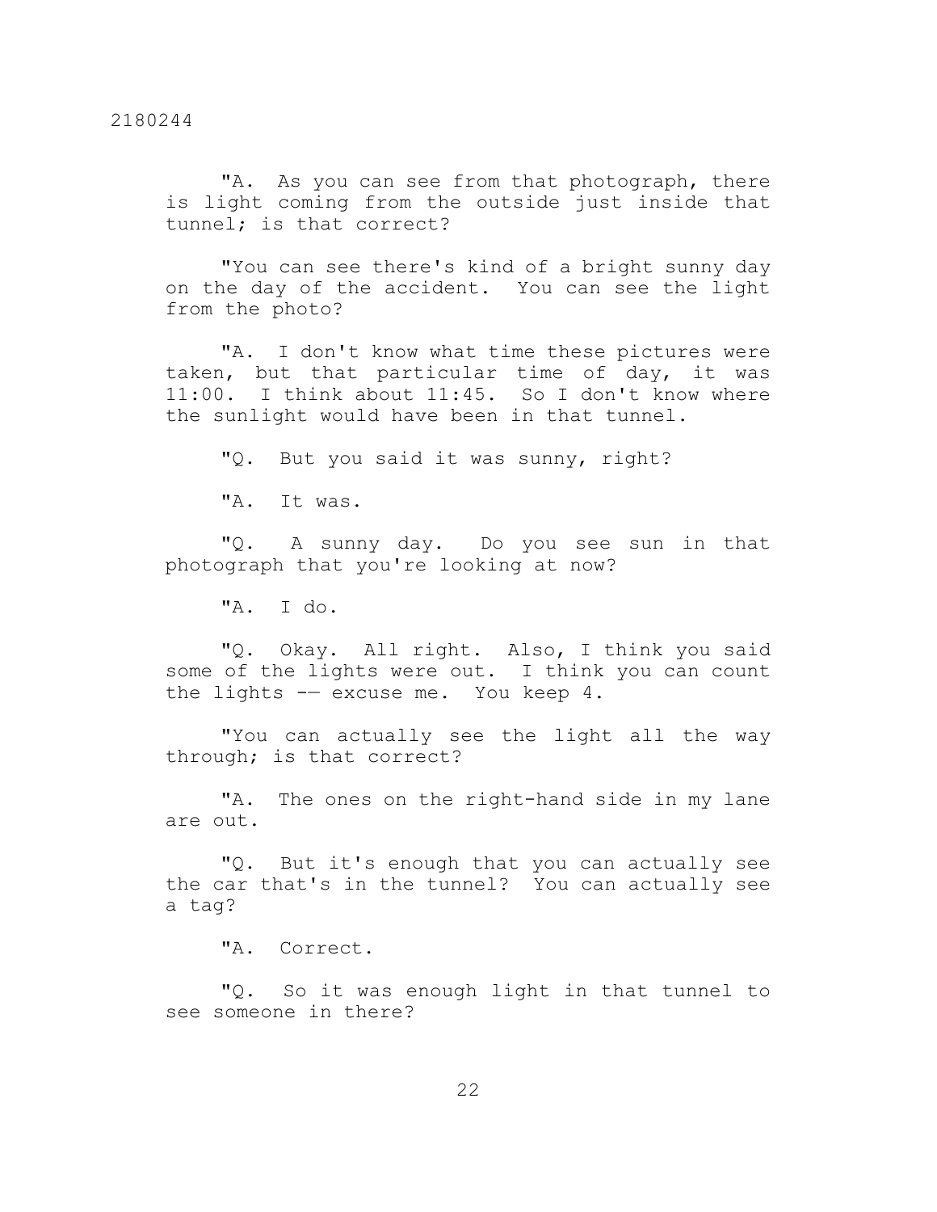"A. As you can see from that photograph, there is light coming from the outside just inside that tunnel; is that correct?

"You can see there's kind of a bright sunny day on the day of the accident. You can see the light from the photo?

"A. I don't know what time these pictures were taken, but that particular time of day, it was 11:00. I think about 11:45. So I don't know where the sunlight would have been in that tunnel.

"Q. But you said it was sunny, right?

"A. It was.

"Q. A sunny day. Do you see sun in that photograph that you're looking at now?

"A. I do.

"Q. Okay. All right. Also, I think you said some of the lights were out. I think you can count the lights -– excuse me. You keep 4.

"You can actually see the light all the way through; is that correct?

"A. The ones on the right-hand side in my lane are out.

"Q. But it's enough that you can actually see the car that's in the tunnel? You can actually see a tag?

"A. Correct.

"Q. So it was enough light in that tunnel to see someone in there?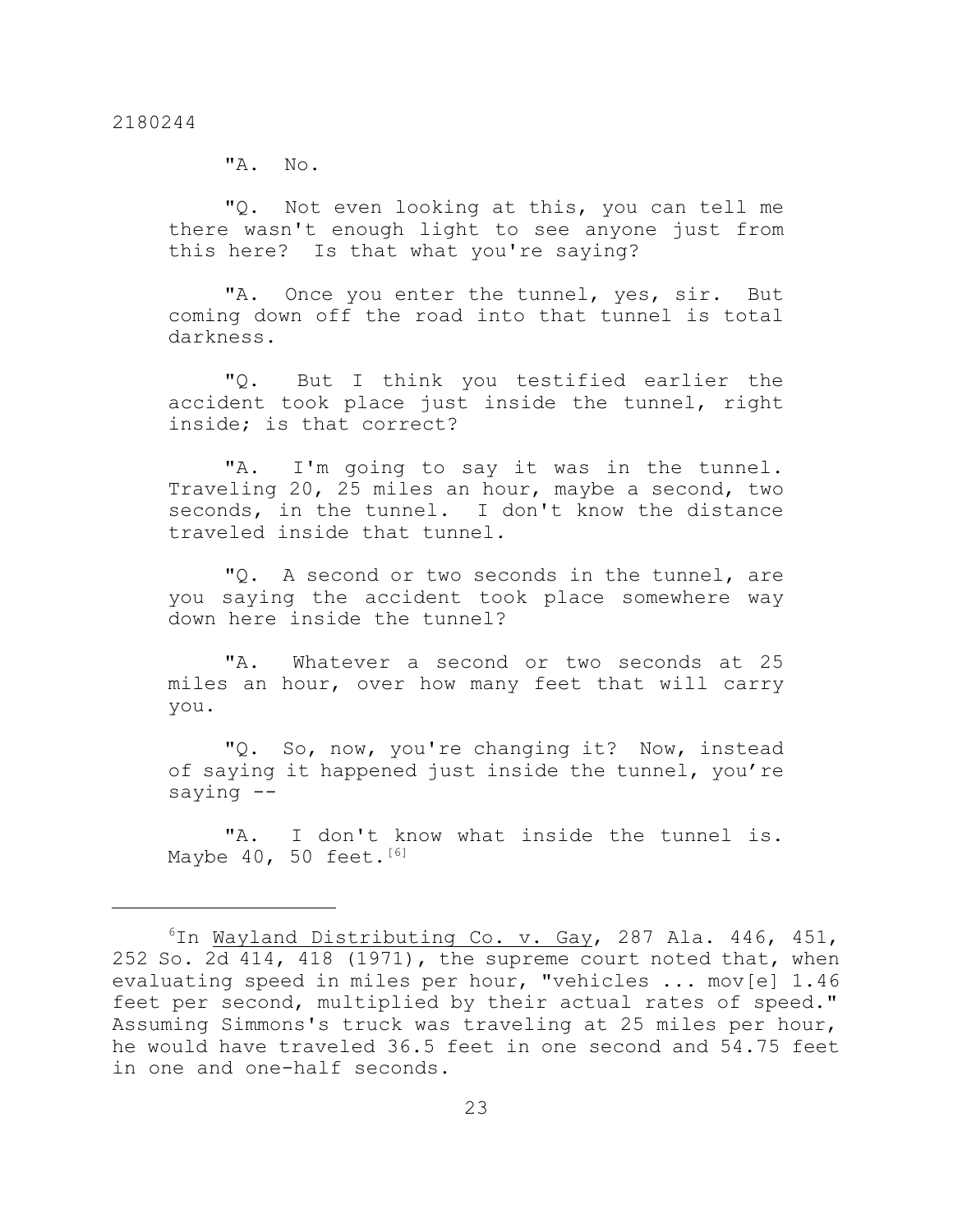"A. No.

"Q. Not even looking at this, you can tell me there wasn't enough light to see anyone just from this here? Is that what you're saying?

"A. Once you enter the tunnel, yes, sir. But coming down off the road into that tunnel is total darkness.

"Q. But I think you testified earlier the accident took place just inside the tunnel, right inside; is that correct?

"A. I'm going to say it was in the tunnel. Traveling 20, 25 miles an hour, maybe a second, two seconds, in the tunnel. I don't know the distance traveled inside that tunnel.

"Q. A second or two seconds in the tunnel, are you saying the accident took place somewhere way down here inside the tunnel?

"A. Whatever a second or two seconds at 25 miles an hour, over how many feet that will carry you.

"Q. So, now, you're changing it? Now, instead of saying it happened just inside the tunnel, you're saying --

"A. I don't know what inside the tunnel is. Maybe 40, 50 feet.[6]

---

[6]In Wayland Distributing Co. v. Gay, 287 Ala. 446, 451, 252 So. 2d 414, 418 (1971), the supreme court noted that, when evaluating speed in miles per hour, "vehicles ... mov[e] 1.46 feet per second, multiplied by their actual rates of speed." Assuming Simmons's truck was traveling at 25 miles per hour, he would have traveled 36.5 feet in one second and 54.75 feet in one and one-half seconds.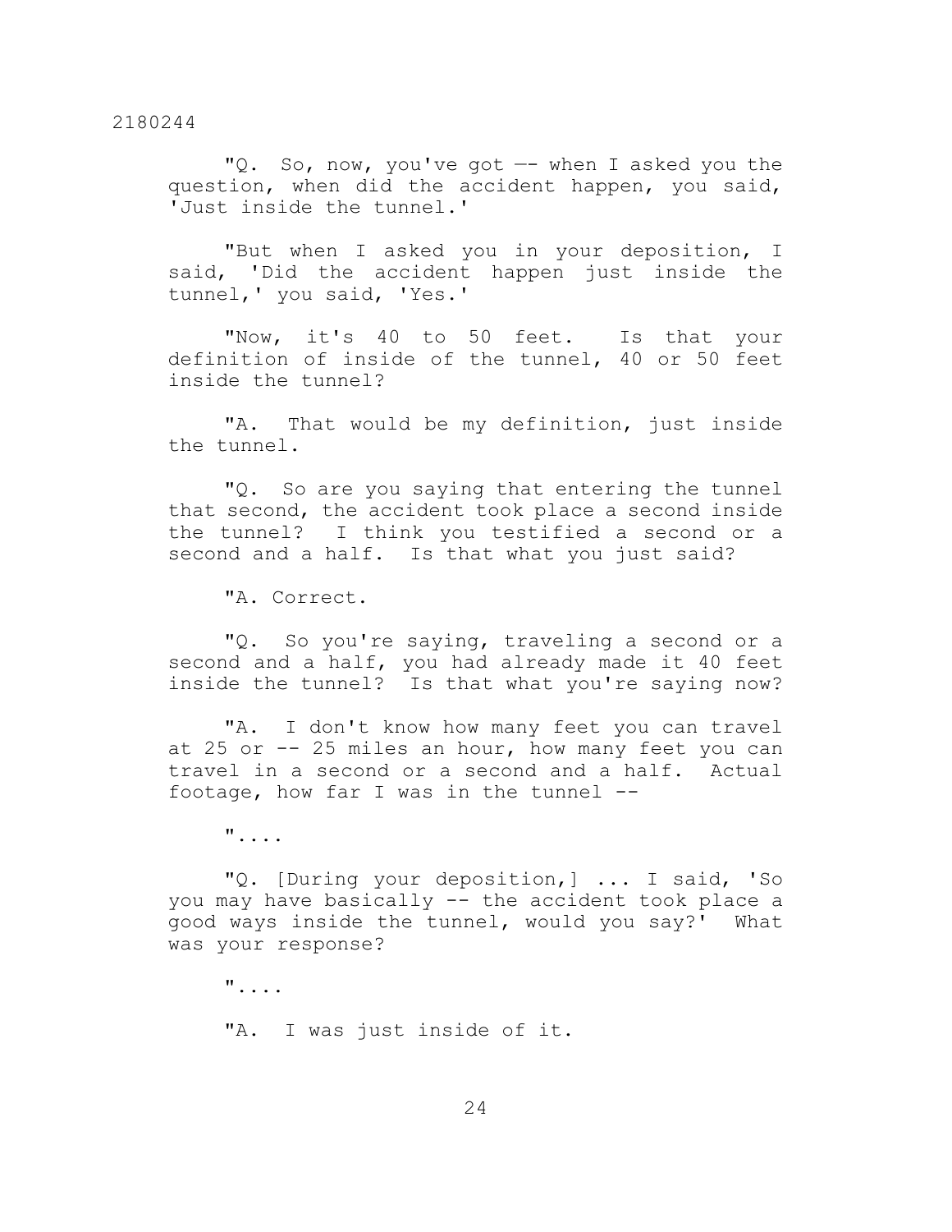"Q. So, now, you've got —- when I asked you the question, when did the accident happen, you said, 'Just inside the tunnel.'

"But when I asked you in your deposition, I said, 'Did the accident happen just inside the tunnel,' you said, 'Yes.'

"Now, it's 40 to 50 feet. Is that your definition of inside of the tunnel, 40 or 50 feet inside the tunnel?

"A. That would be my definition, just inside the tunnel.

"Q. So are you saying that entering the tunnel that second, the accident took place a second inside the tunnel? I think you testified a second or a second and a half. Is that what you just said?

"A. Correct.

"Q. So you're saying, traveling a second or a second and a half, you had already made it 40 feet inside the tunnel? Is that what you're saying now?

"A. I don't know how many feet you can travel at 25 or -- 25 miles an hour, how many feet you can travel in a second or a second and a half. Actual footage, how far I was in the tunnel --

"....

"Q. [During your deposition,] ... I said, 'So you may have basically -- the accident took place a good ways inside the tunnel, would you say?' What was your response?

"....

"A. I was just inside of it.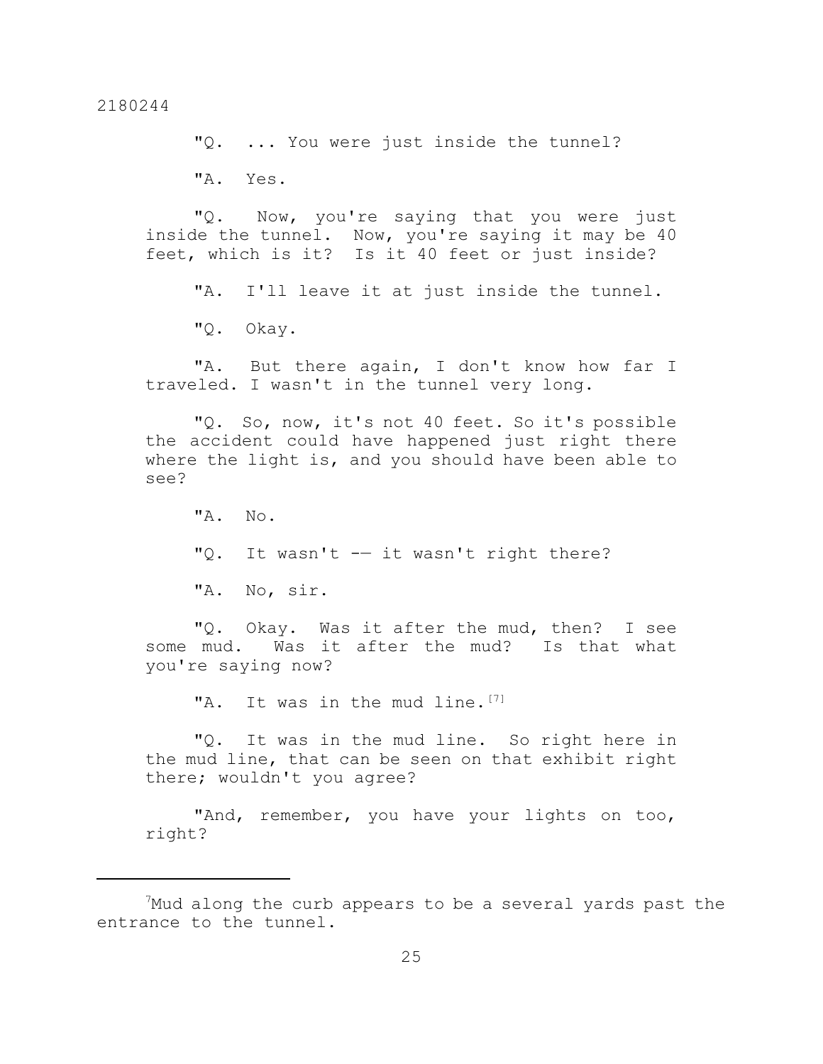"Q. ... You were just inside the tunnel?

"A. Yes.

"Q. Now, you're saying that you were just inside the tunnel. Now, you're saying it may be 40 feet, which is it? Is it 40 feet or just inside?

"A. I'll leave it at just inside the tunnel.

"Q. Okay.

"A. But there again, I don't know how far I traveled. I wasn't in the tunnel very long.

"Q. So, now, it's not 40 feet. So it's possible the accident could have happened just right there where the light is, and you should have been able to see?

"A. No.

"Q. It wasn't –– it wasn't right there?

"A. No, sir.

"Q. Okay. Was it after the mud, then? I see some mud. Was it after the mud? Is that what you're saying now?

"A. It was in the mud line.[7]

"Q. It was in the mud line. So right here in the mud line, that can be seen on that exhibit right there; wouldn't you agree?

"And, remember, you have your lights on too, right?

---

[7]Mud along the curb appears to be a several yards past the entrance to the tunnel.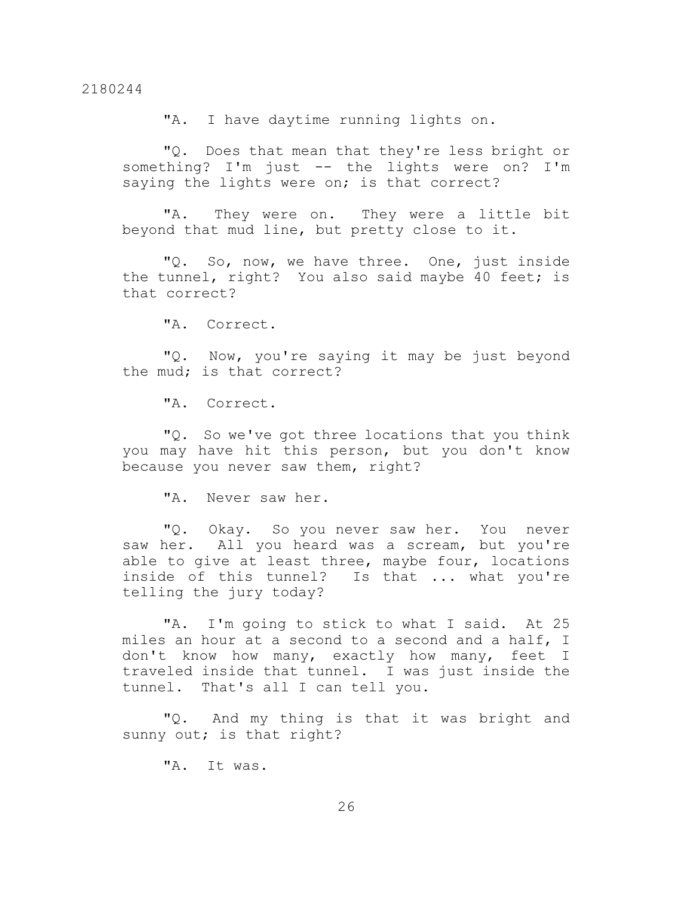"A. I have daytime running lights on.

"Q. Does that mean that they're less bright or something? I'm just -- the lights were on? I'm saying the lights were on; is that correct?

"A. They were on. They were a little bit beyond that mud line, but pretty close to it.

"Q. So, now, we have three. One, just inside the tunnel, right? You also said maybe 40 feet; is that correct?

"A. Correct.

"Q. Now, you're saying it may be just beyond the mud; is that correct?

"A. Correct.

"Q. So we've got three locations that you think you may have hit this person, but you don't know because you never saw them, right?

"A. Never saw her.

"Q. Okay. So you never saw her. You never saw her. All you heard was a scream, but you're able to give at least three, maybe four, locations inside of this tunnel? Is that ... what you're telling the jury today?

"A. I'm going to stick to what I said. At 25 miles an hour at a second to a second and a half, I don't know how many, exactly how many, feet I traveled inside that tunnel. I was just inside the tunnel. That's all I can tell you.

"Q. And my thing is that it was bright and sunny out; is that right?

"A. It was.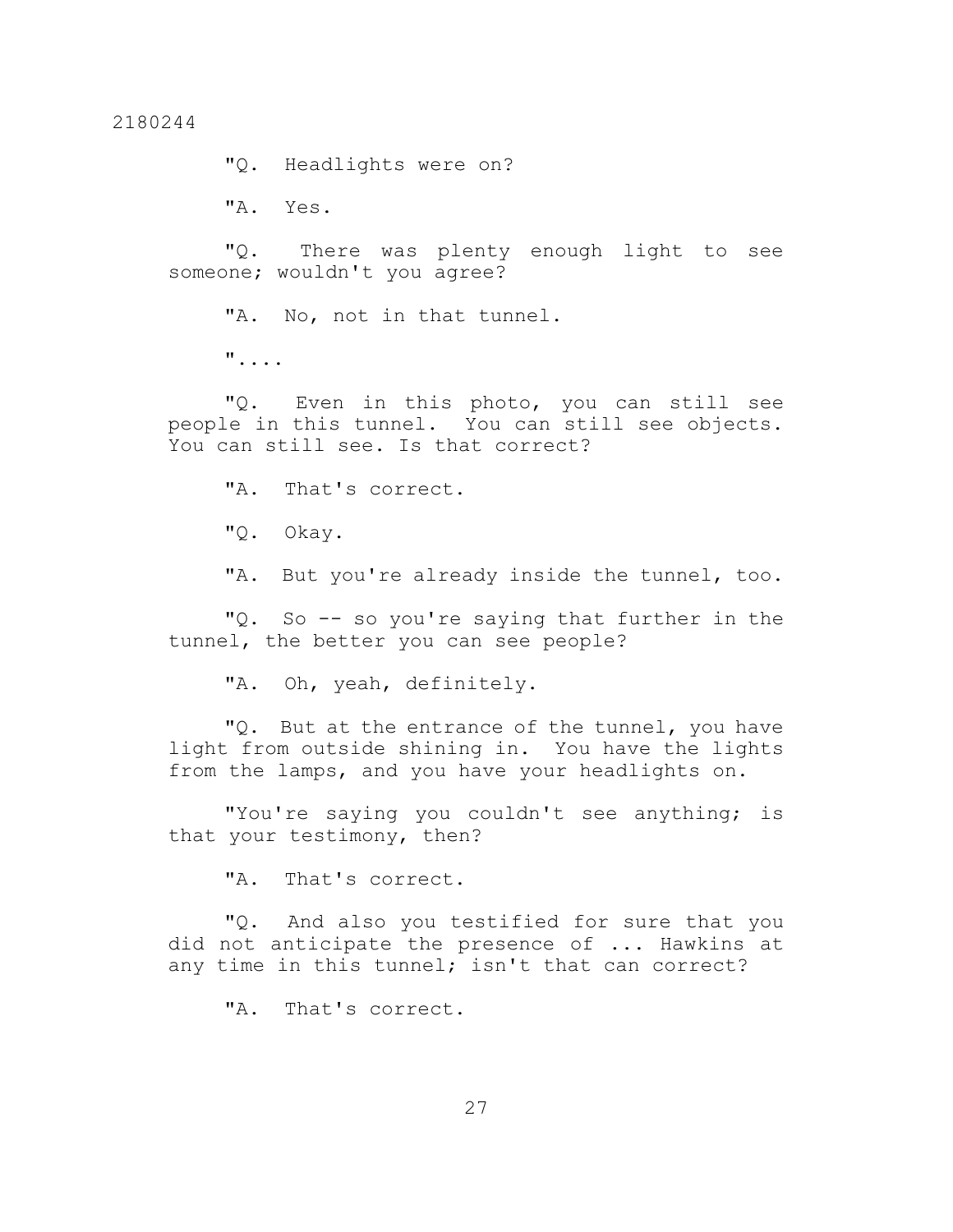"Q. Headlights were on?

"A. Yes.

"Q. There was plenty enough light to see someone; wouldn't you agree?

"A. No, not in that tunnel.

"....

"Q. Even in this photo, you can still see people in this tunnel. You can still see objects. You can still see. Is that correct?

"A. That's correct.

"Q. Okay.

"A. But you're already inside the tunnel, too.

"Q. So -- so you're saying that further in the tunnel, the better you can see people?

"A. Oh, yeah, definitely.

"Q. But at the entrance of the tunnel, you have light from outside shining in. You have the lights from the lamps, and you have your headlights on.

"You're saying you couldn't see anything; is that your testimony, then?

"A. That's correct.

"Q. And also you testified for sure that you did not anticipate the presence of ... Hawkins at any time in this tunnel; isn't that can correct?

"A. That's correct.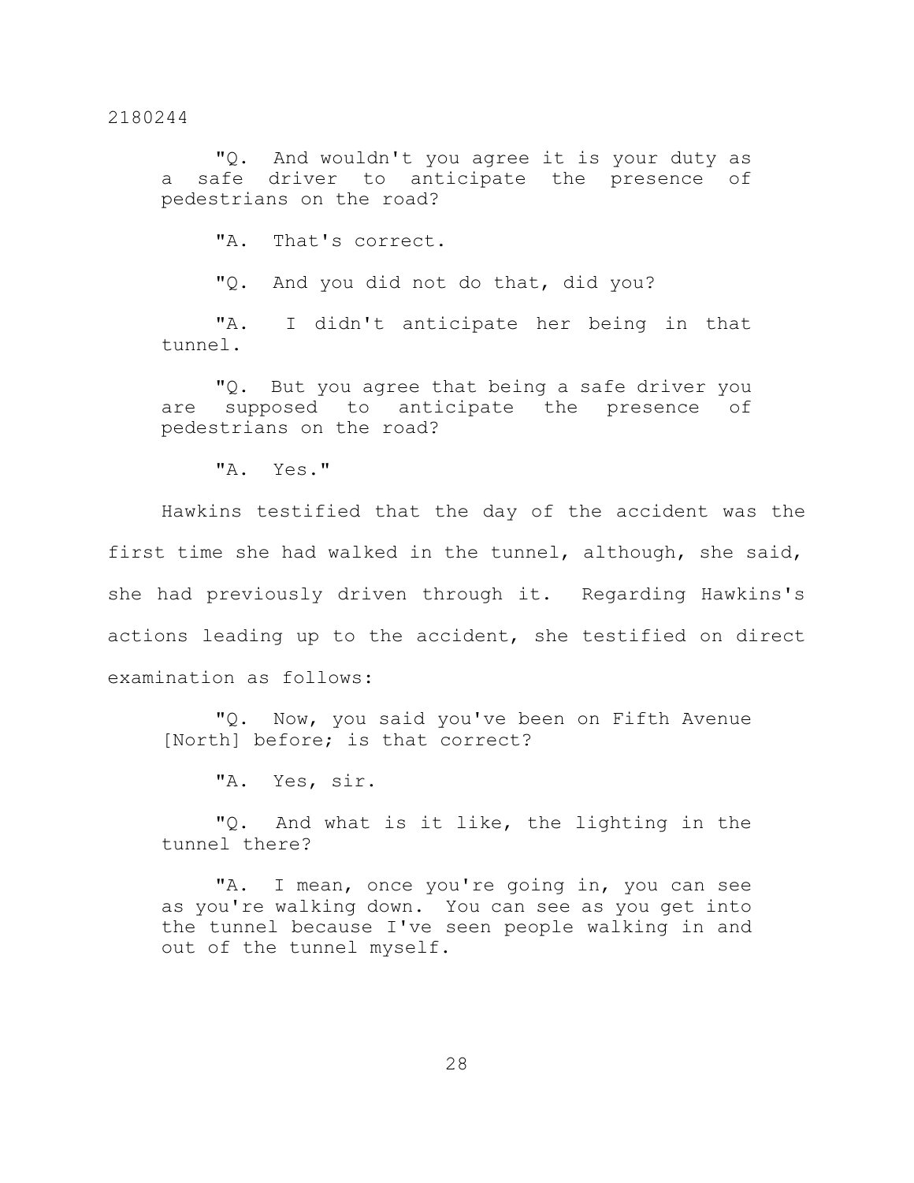"Q. And wouldn't you agree it is your duty as a safe driver to anticipate the presence of pedestrians on the road?

"A. That's correct.

"Q. And you did not do that, did you?

"A. I didn't anticipate her being in that tunnel.

"Q. But you agree that being a safe driver you are supposed to anticipate the presence of pedestrians on the road?

"A. Yes."

Hawkins testified that the day of the accident was the first time she had walked in the tunnel, although, she said, she had previously driven through it. Regarding Hawkins's actions leading up to the accident, she testified on direct examination as follows:

"Q. Now, you said you've been on Fifth Avenue [North] before; is that correct?

"A. Yes, sir.

"Q. And what is it like, the lighting in the tunnel there?

"A. I mean, once you're going in, you can see as you're walking down. You can see as you get into the tunnel because I've seen people walking in and out of the tunnel myself.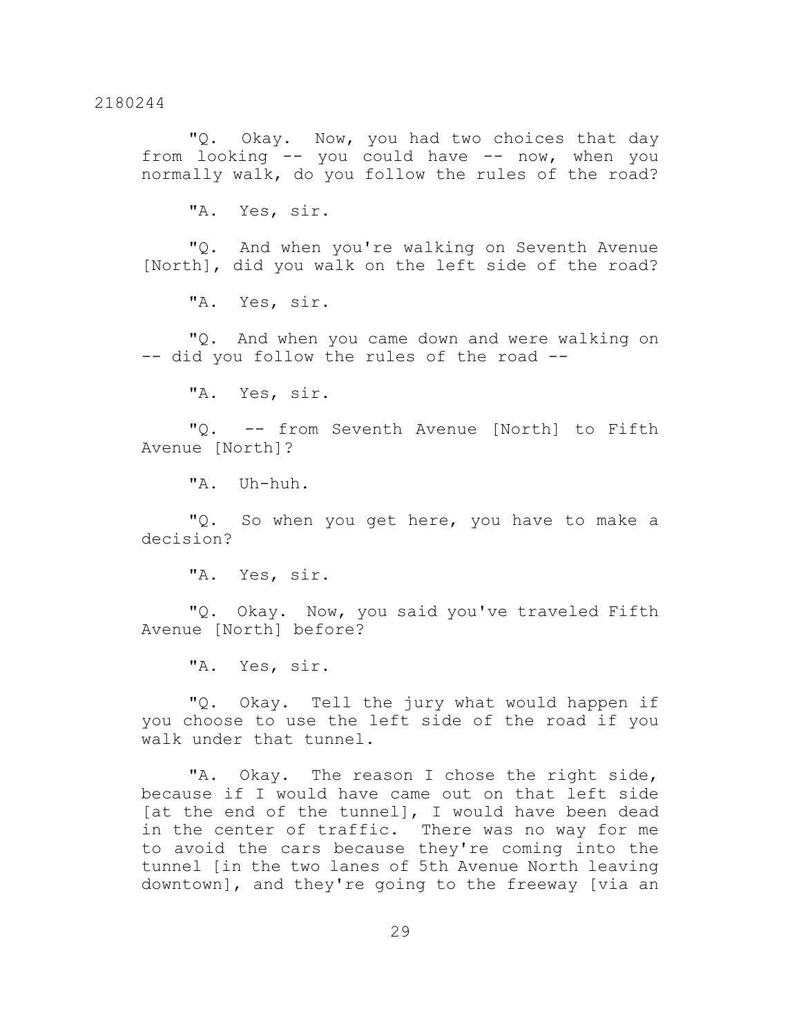"Q. Okay. Now, you had two choices that day from looking -- you could have -- now, when you normally walk, do you follow the rules of the road?

"A. Yes, sir.

"Q. And when you're walking on Seventh Avenue [North], did you walk on the left side of the road?

"A. Yes, sir.

"Q. And when you came down and were walking on -- did you follow the rules of the road --

"A. Yes, sir.

"Q. -- from Seventh Avenue [North] to Fifth Avenue [North]?

"A. Uh-huh.

"Q. So when you get here, you have to make a decision?

"A. Yes, sir.

"Q. Okay. Now, you said you've traveled Fifth Avenue [North] before?

"A. Yes, sir.

"Q. Okay. Tell the jury what would happen if you choose to use the left side of the road if you walk under that tunnel.

"A. Okay. The reason I chose the right side, because if I would have came out on that left side [at the end of the tunnel], I would have been dead in the center of traffic. There was no way for me to avoid the cars because they're coming into the tunnel [in the two lanes of 5th Avenue North leaving downtown], and they're going to the freeway [via an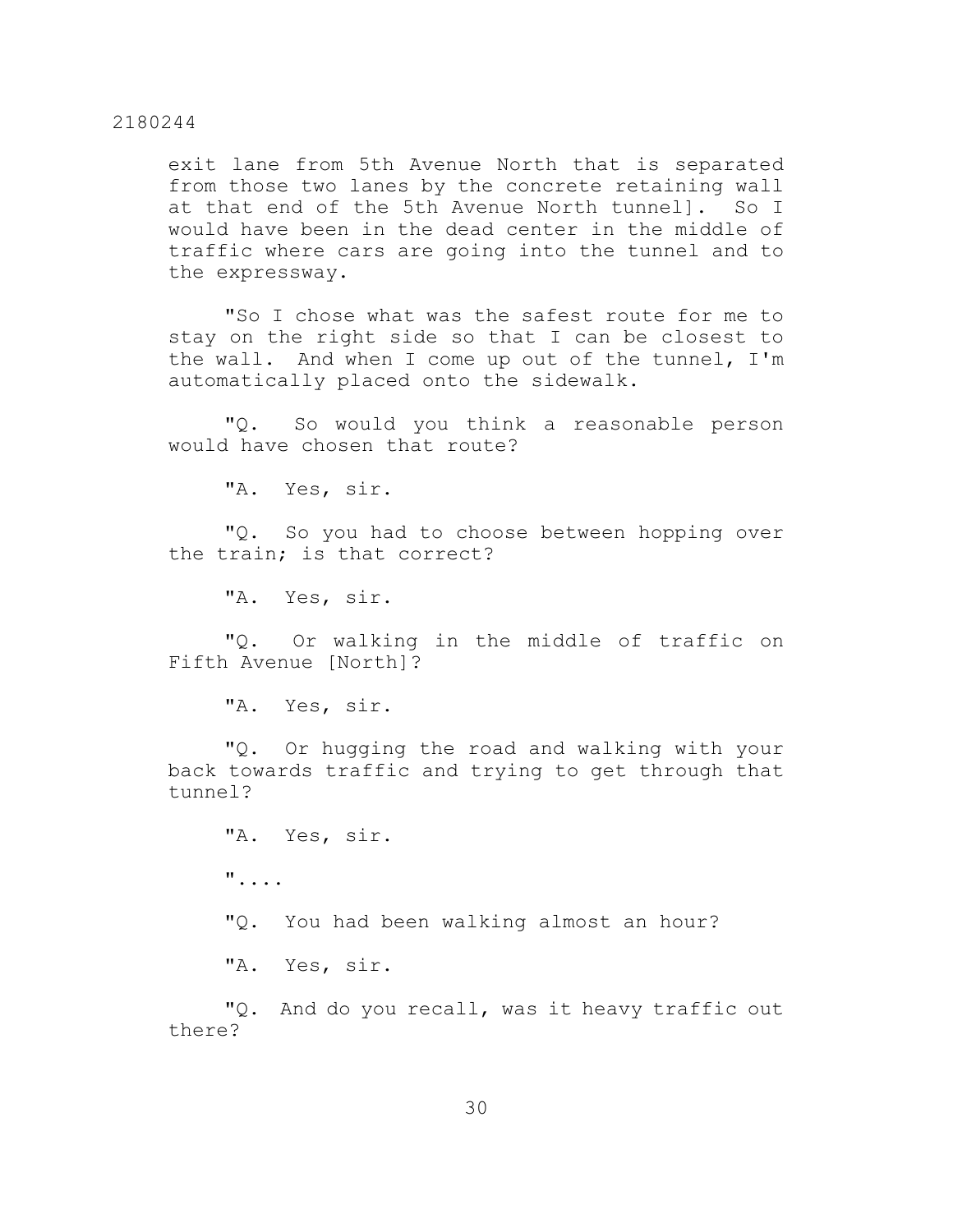exit lane from 5th Avenue North that is separated from those two lanes by the concrete retaining wall at that end of the 5th Avenue North tunnel]. So I would have been in the dead center in the middle of traffic where cars are going into the tunnel and to the expressway.

"So I chose what was the safest route for me to stay on the right side so that I can be closest to the wall. And when I come up out of the tunnel, I'm automatically placed onto the sidewalk.

"Q. So would you think a reasonable person would have chosen that route?

"A. Yes, sir.

"Q. So you had to choose between hopping over the train; is that correct?

"A. Yes, sir.

"Q. Or walking in the middle of traffic on Fifth Avenue [North]?

"A. Yes, sir.

"Q. Or hugging the road and walking with your back towards traffic and trying to get through that tunnel?

"A. Yes, sir.

"....

"Q. You had been walking almost an hour?

"A. Yes, sir.

"Q. And do you recall, was it heavy traffic out there?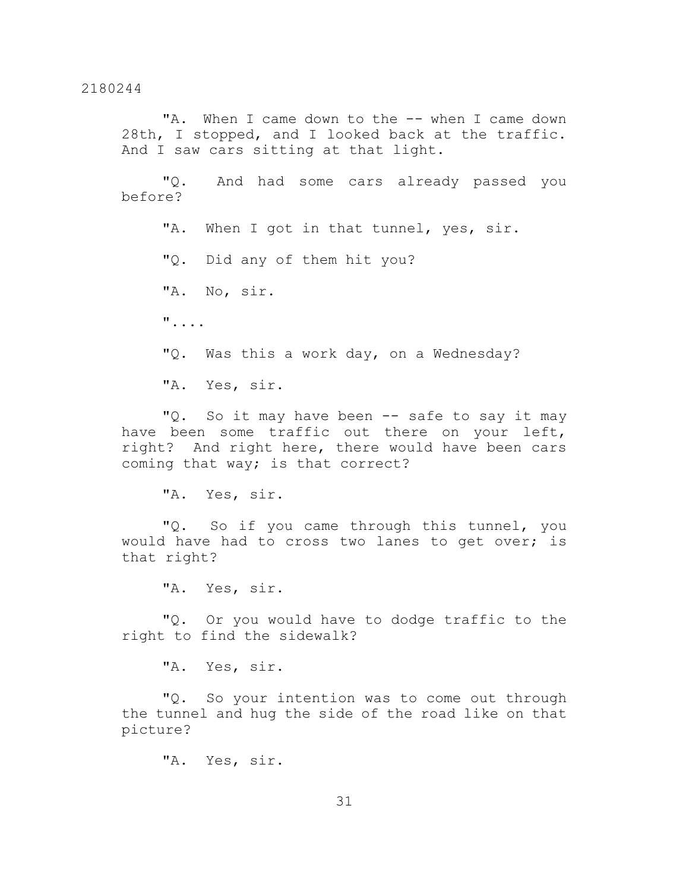"A. When I came down to the -- when I came down 28th, I stopped, and I looked back at the traffic. And I saw cars sitting at that light.

"Q. And had some cars already passed you before?

"A. When I got in that tunnel, yes, sir.

"Q. Did any of them hit you?

"A. No, sir.

"....

"Q. Was this a work day, on a Wednesday?

"A. Yes, sir.

"Q. So it may have been -- safe to say it may have been some traffic out there on your left, right? And right here, there would have been cars coming that way; is that correct?

"A. Yes, sir.

"Q. So if you came through this tunnel, you would have had to cross two lanes to get over; is that right?

"A. Yes, sir.

"Q. Or you would have to dodge traffic to the right to find the sidewalk?

"A. Yes, sir.

"Q. So your intention was to come out through the tunnel and hug the side of the road like on that picture?

"A. Yes, sir.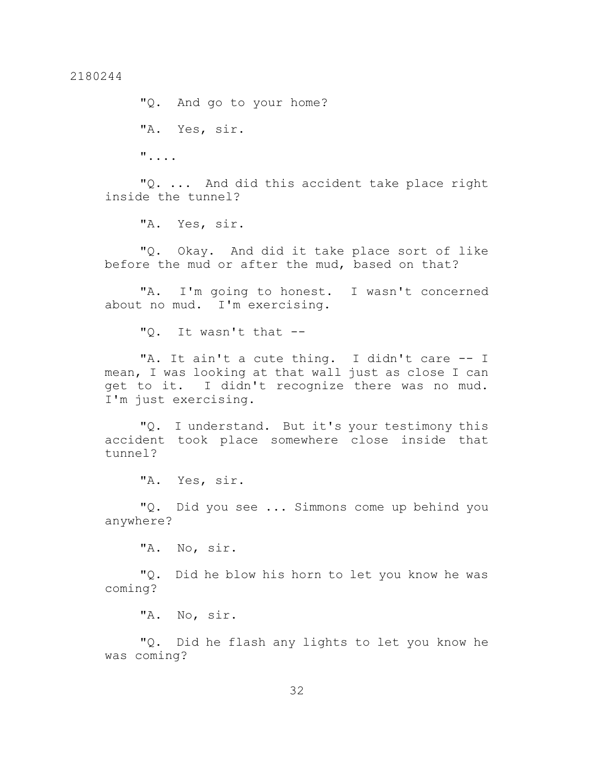"Q. And go to your home?

"A. Yes, sir.

"....

"Q. ... And did this accident take place right inside the tunnel?

"A. Yes, sir.

"Q. Okay. And did it take place sort of like before the mud or after the mud, based on that?

"A. I'm going to honest. I wasn't concerned about no mud. I'm exercising.

"Q. It wasn't that --

"A. It ain't a cute thing. I didn't care -- I mean, I was looking at that wall just as close I can get to it. I didn't recognize there was no mud. I'm just exercising.

"Q. I understand. But it's your testimony this accident took place somewhere close inside that tunnel?

"A. Yes, sir.

"Q. Did you see ... Simmons come up behind you anywhere?

"A. No, sir.

"Q. Did he blow his horn to let you know he was coming?

"A. No, sir.

"Q. Did he flash any lights to let you know he was coming?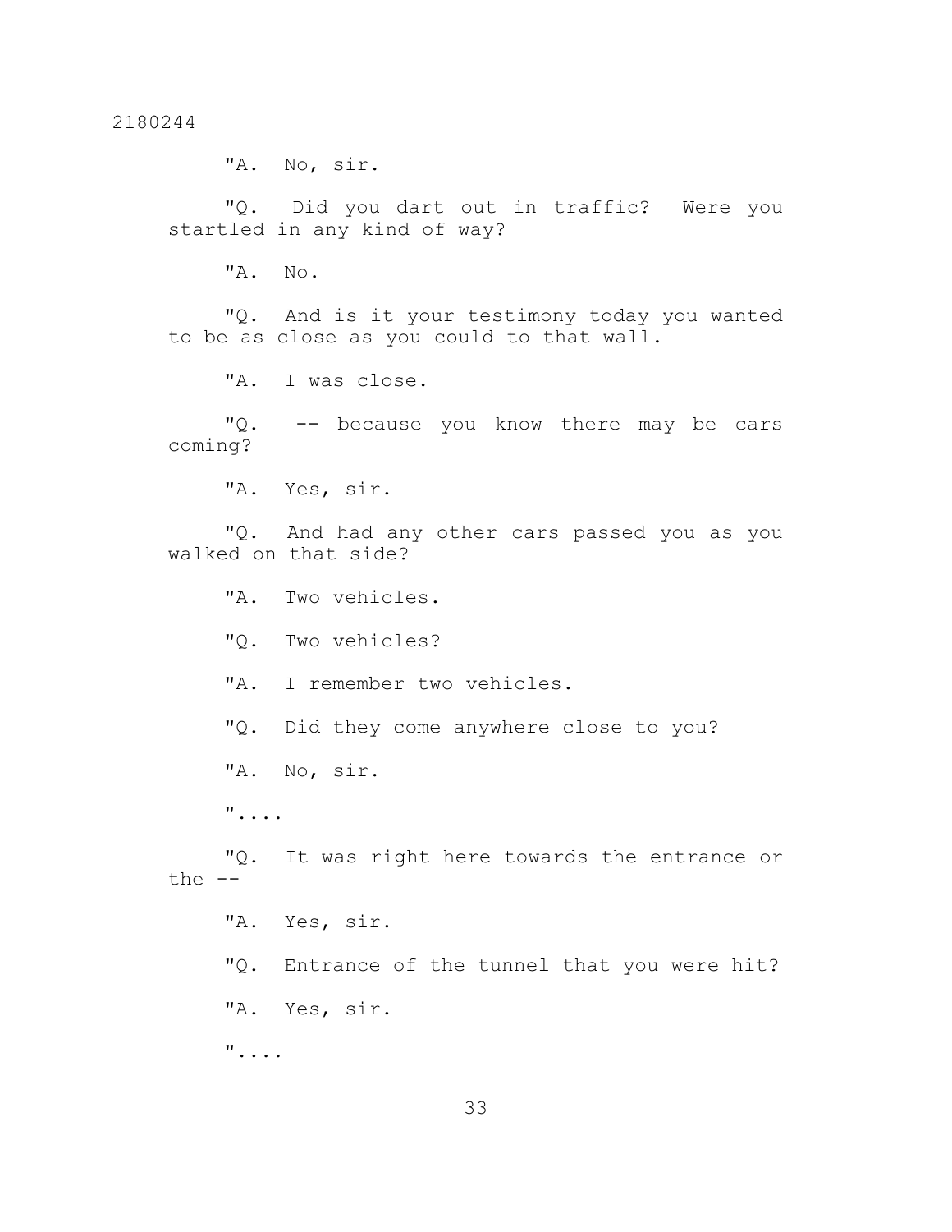"A. No, sir.

"Q. Did you dart out in traffic? Were you startled in any kind of way?

"A. No.

"Q. And is it your testimony today you wanted to be as close as you could to that wall.

"A. I was close.

"Q. -- because you know there may be cars coming?

"A. Yes, sir.

"Q. And had any other cars passed you as you walked on that side?

"A. Two vehicles.

"Q. Two vehicles?

"A. I remember two vehicles.

"Q. Did they come anywhere close to you?

"A. No, sir.

"....

"Q. It was right here towards the entrance or the --

"A. Yes, sir.

"Q. Entrance of the tunnel that you were hit?

"A. Yes, sir.

"....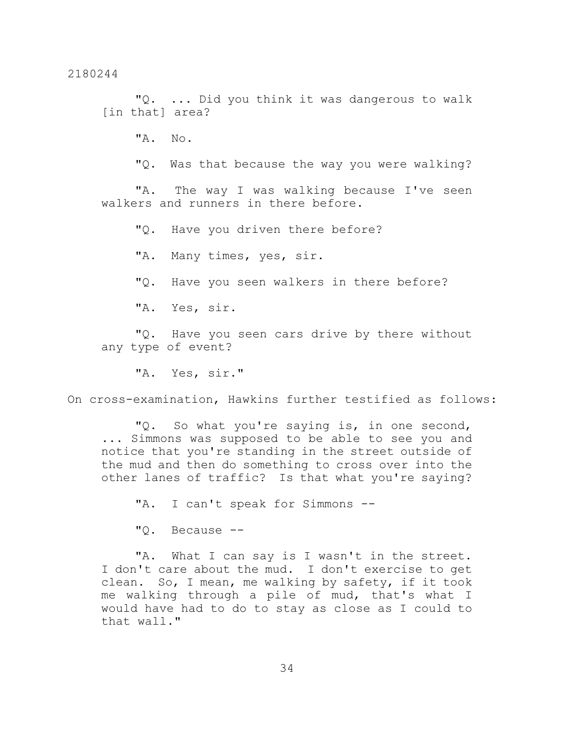"Q. ... Did you think it was dangerous to walk [in that] area?

"A. No.

"Q. Was that because the way you were walking?

"A. The way I was walking because I've seen walkers and runners in there before.

"Q. Have you driven there before?

"A. Many times, yes, sir.

"Q. Have you seen walkers in there before?

"A. Yes, sir.

"Q. Have you seen cars drive by there without any type of event?

"A. Yes, sir."

On cross-examination, Hawkins further testified as follows:

"Q. So what you're saying is, in one second, ... Simmons was supposed to be able to see you and notice that you're standing in the street outside of the mud and then do something to cross over into the other lanes of traffic? Is that what you're saying?

"A. I can't speak for Simmons --

"Q. Because --

"A. What I can say is I wasn't in the street. I don't care about the mud. I don't exercise to get clean. So, I mean, me walking by safety, if it took me walking through a pile of mud, that's what I would have had to do to stay as close as I could to that wall."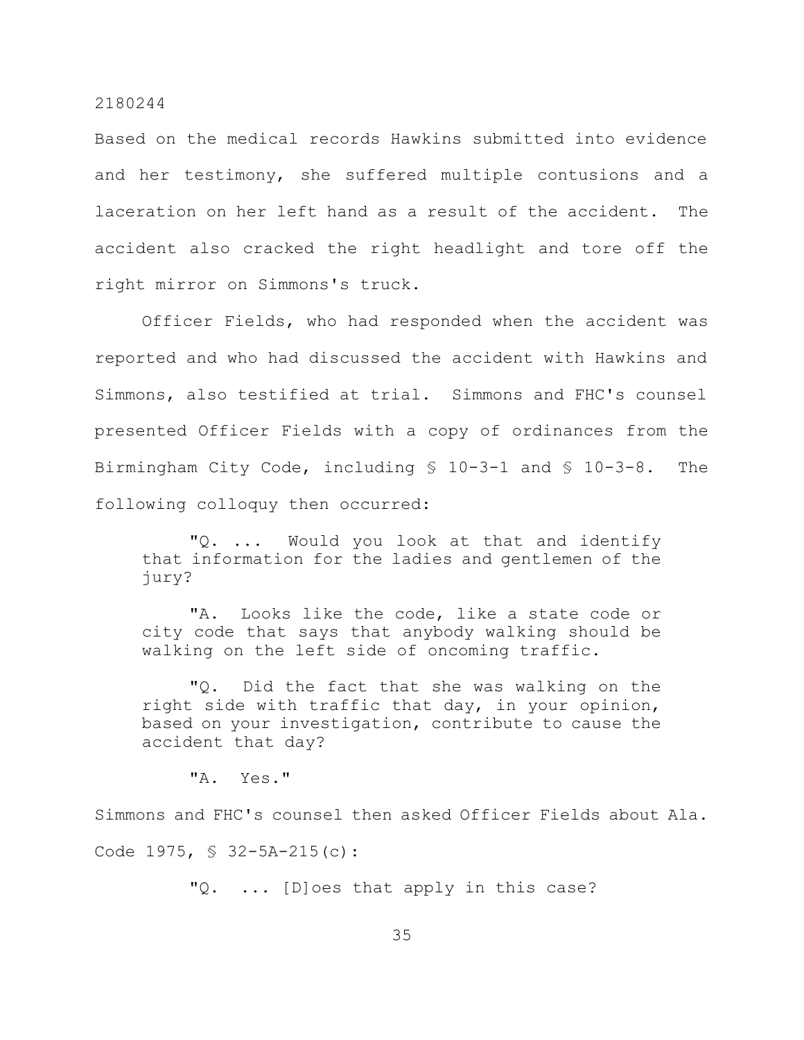Based on the medical records Hawkins submitted into evidence and her testimony, she suffered multiple contusions and a laceration on her left hand as a result of the accident. The accident also cracked the right headlight and tore off the right mirror on Simmons's truck.

Officer Fields, who had responded when the accident was reported and who had discussed the accident with Hawkins and Simmons, also testified at trial. Simmons and FHC's counsel presented Officer Fields with a copy of ordinances from the Birmingham City Code, including § 10-3-1 and § 10-3-8. The following colloquy then occurred:

> "Q. ... Would you look at that and identify that information for the ladies and gentlemen of the jury?
>
> "A. Looks like the code, like a state code or city code that says that anybody walking should be walking on the left side of oncoming traffic.
>
> "Q. Did the fact that she was walking on the right side with traffic that day, in your opinion, based on your investigation, contribute to cause the accident that day?
>
> "A. Yes."

Simmons and FHC's counsel then asked Officer Fields about Ala. Code 1975, § 32-5A-215(c):

> "Q. ... [D]oes that apply in this case?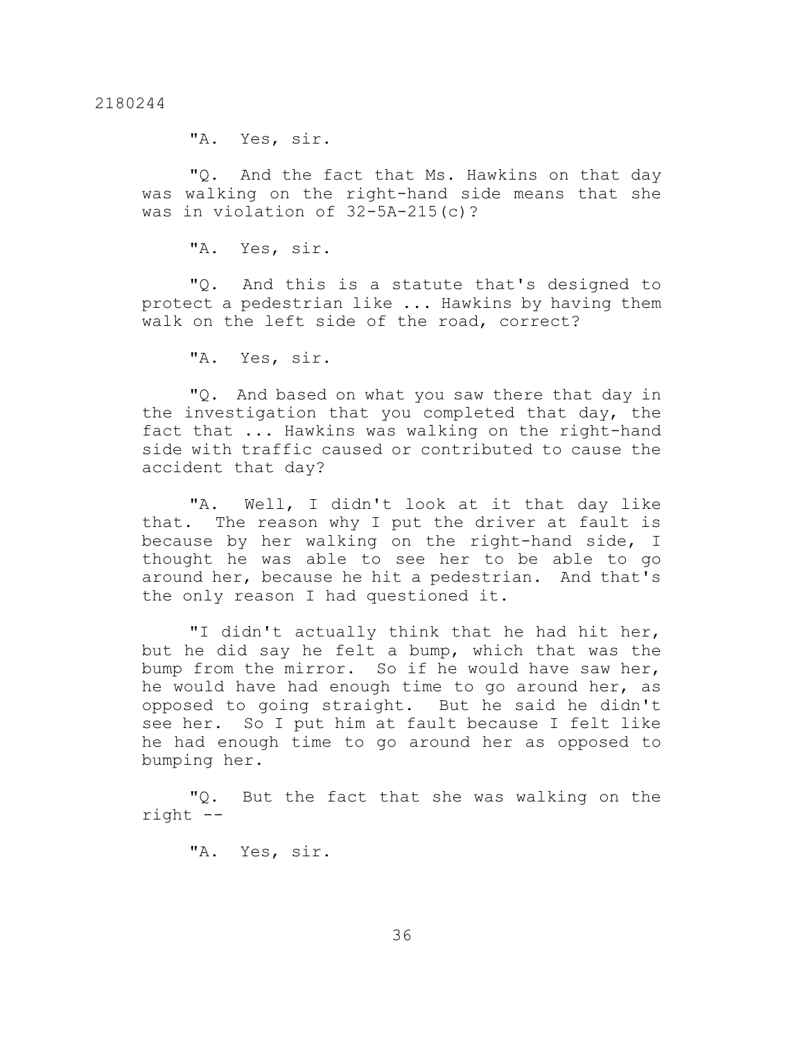"A. Yes, sir.

"Q. And the fact that Ms. Hawkins on that day was walking on the right-hand side means that she was in violation of 32-5A-215(c)?

"A. Yes, sir.

"Q. And this is a statute that's designed to protect a pedestrian like ... Hawkins by having them walk on the left side of the road, correct?

"A. Yes, sir.

"Q. And based on what you saw there that day in the investigation that you completed that day, the fact that ... Hawkins was walking on the right-hand side with traffic caused or contributed to cause the accident that day?

"A. Well, I didn't look at it that day like that. The reason why I put the driver at fault is because by her walking on the right-hand side, I thought he was able to see her to be able to go around her, because he hit a pedestrian. And that's the only reason I had questioned it.

"I didn't actually think that he had hit her, but he did say he felt a bump, which that was the bump from the mirror. So if he would have saw her, he would have had enough time to go around her, as opposed to going straight. But he said he didn't see her. So I put him at fault because I felt like he had enough time to go around her as opposed to bumping her.

"Q. But the fact that she was walking on the right --

"A. Yes, sir.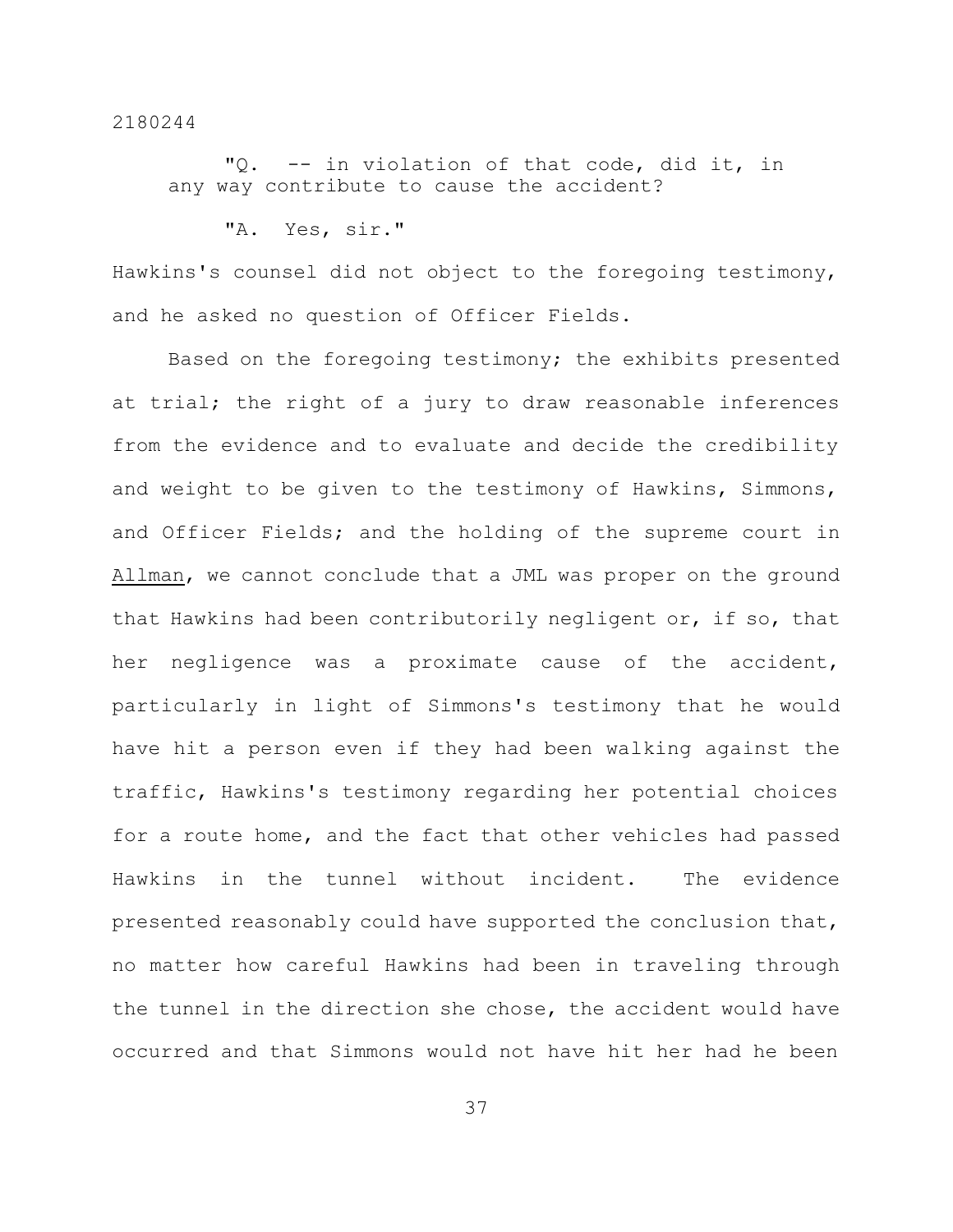"Q. -- in violation of that code, did it, in any way contribute to cause the accident?

"A. Yes, sir."

Hawkins's counsel did not object to the foregoing testimony, and he asked no question of Officer Fields.

Based on the foregoing testimony; the exhibits presented at trial; the right of a jury to draw reasonable inferences from the evidence and to evaluate and decide the credibility and weight to be given to the testimony of Hawkins, Simmons, and Officer Fields; and the holding of the supreme court in Allman, we cannot conclude that a JML was proper on the ground that Hawkins had been contributorily negligent or, if so, that her negligence was a proximate cause of the accident, particularly in light of Simmons's testimony that he would have hit a person even if they had been walking against the traffic, Hawkins's testimony regarding her potential choices for a route home, and the fact that other vehicles had passed Hawkins in the tunnel without incident. The evidence presented reasonably could have supported the conclusion that, no matter how careful Hawkins had been in traveling through the tunnel in the direction she chose, the accident would have occurred and that Simmons would not have hit her had he been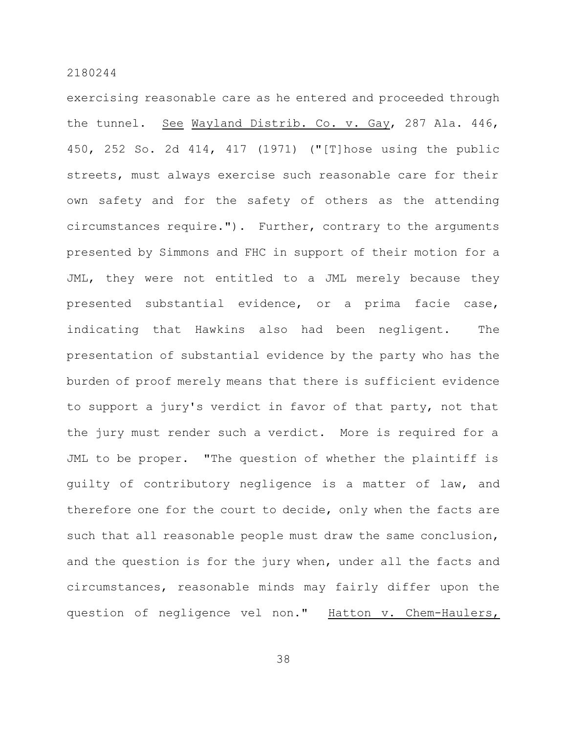exercising reasonable care as he entered and proceeded through the tunnel. See Wayland Distrib. Co. v. Gay, 287 Ala. 446, 450, 252 So. 2d 414, 417 (1971) ("[T]hose using the public streets, must always exercise such reasonable care for their own safety and for the safety of others as the attending circumstances require."). Further, contrary to the arguments presented by Simmons and FHC in support of their motion for a JML, they were not entitled to a JML merely because they presented substantial evidence, or a prima facie case, indicating that Hawkins also had been negligent. The presentation of substantial evidence by the party who has the burden of proof merely means that there is sufficient evidence to support a jury's verdict in favor of that party, not that the jury must render such a verdict. More is required for a JML to be proper. "The question of whether the plaintiff is guilty of contributory negligence is a matter of law, and therefore one for the court to decide, only when the facts are such that all reasonable people must draw the same conclusion, and the question is for the jury when, under all the facts and circumstances, reasonable minds may fairly differ upon the question of negligence vel non." Hatton v. Chem-Haulers,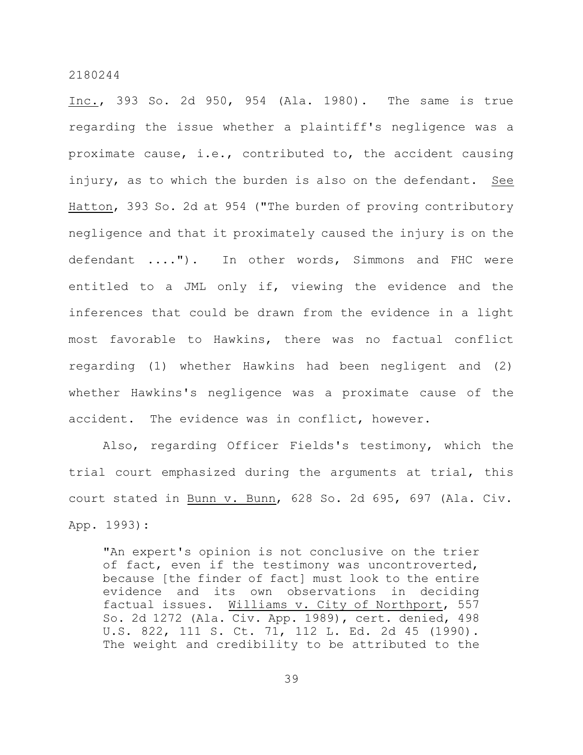Inc., 393 So. 2d 950, 954 (Ala. 1980). The same is true regarding the issue whether a plaintiff's negligence was a proximate cause, i.e., contributed to, the accident causing injury, as to which the burden is also on the defendant. See Hatton, 393 So. 2d at 954 ("The burden of proving contributory negligence and that it proximately caused the injury is on the defendant ...."). In other words, Simmons and FHC were entitled to a JML only if, viewing the evidence and the inferences that could be drawn from the evidence in a light most favorable to Hawkins, there was no factual conflict regarding (1) whether Hawkins had been negligent and (2) whether Hawkins's negligence was a proximate cause of the accident. The evidence was in conflict, however.

Also, regarding Officer Fields's testimony, which the trial court emphasized during the arguments at trial, this court stated in Bunn v. Bunn, 628 So. 2d 695, 697 (Ala. Civ. App. 1993):

> "An expert's opinion is not conclusive on the trier of fact, even if the testimony was uncontroverted, because [the finder of fact] must look to the entire evidence and its own observations in deciding factual issues. Williams v. City of Northport, 557 So. 2d 1272 (Ala. Civ. App. 1989), cert. denied, 498 U.S. 822, 111 S. Ct. 71, 112 L. Ed. 2d 45 (1990). The weight and credibility to be attributed to the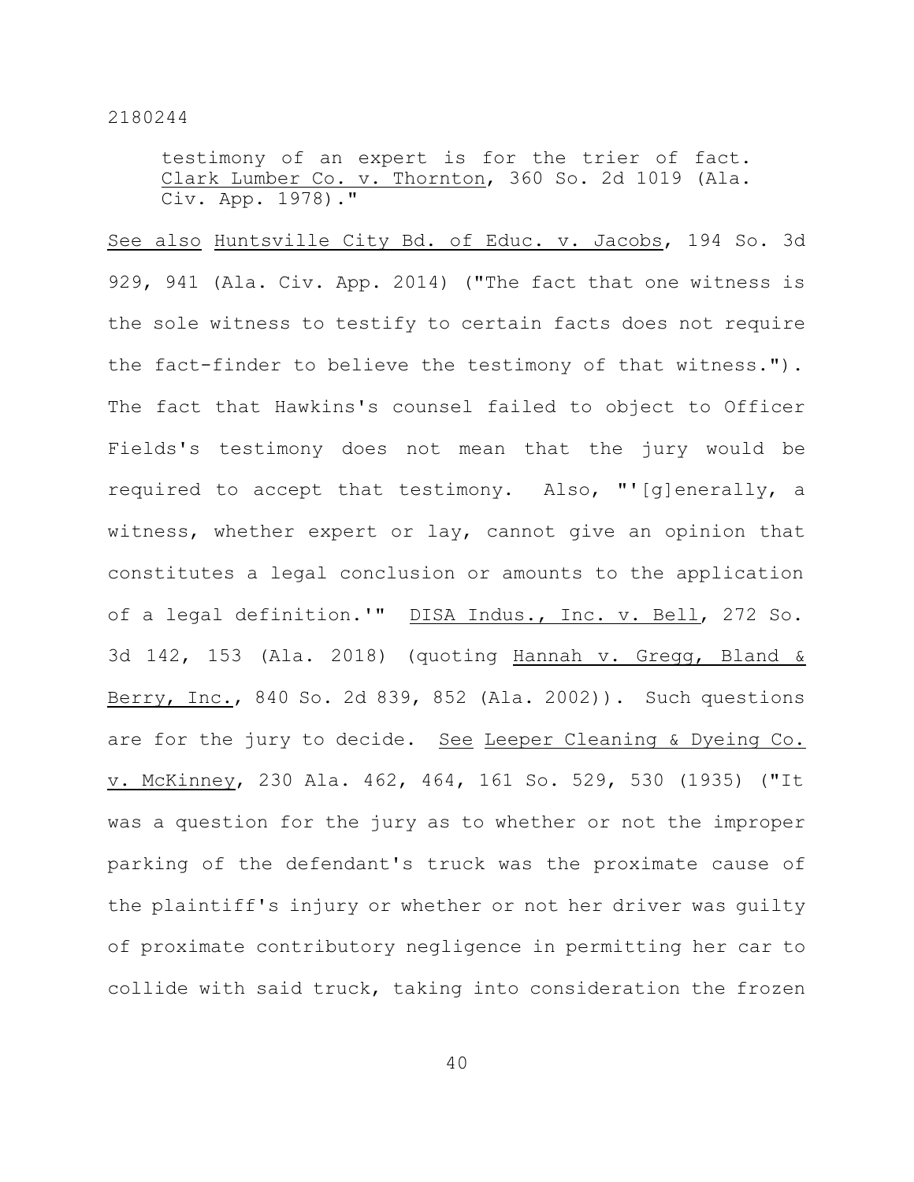testimony of an expert is for the trier of fact. Clark Lumber Co. v. Thornton, 360 So. 2d 1019 (Ala. Civ. App. 1978)."

See also Huntsville City Bd. of Educ. v. Jacobs, 194 So. 3d 929, 941 (Ala. Civ. App. 2014) ("The fact that one witness is the sole witness to testify to certain facts does not require the fact-finder to believe the testimony of that witness."). The fact that Hawkins's counsel failed to object to Officer Fields's testimony does not mean that the jury would be required to accept that testimony. Also, "'[g]enerally, a witness, whether expert or lay, cannot give an opinion that constitutes a legal conclusion or amounts to the application of a legal definition.'" DISA Indus., Inc. v. Bell, 272 So. 3d 142, 153 (Ala. 2018) (quoting Hannah v. Gregg, Bland & Berry, Inc., 840 So. 2d 839, 852 (Ala. 2002)). Such questions are for the jury to decide. See Leeper Cleaning & Dyeing Co. v. McKinney, 230 Ala. 462, 464, 161 So. 529, 530 (1935) ("It was a question for the jury as to whether or not the improper parking of the defendant's truck was the proximate cause of the plaintiff's injury or whether or not her driver was guilty of proximate contributory negligence in permitting her car to collide with said truck, taking into consideration the frozen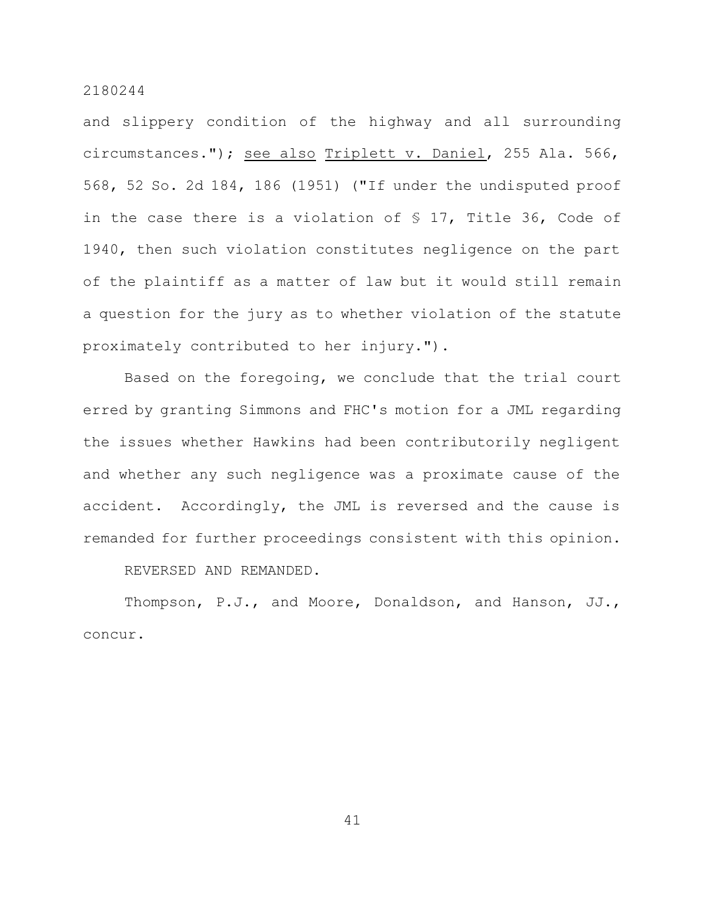and slippery condition of the highway and all surrounding circumstances."); see also Triplett v. Daniel, 255 Ala. 566, 568, 52 So. 2d 184, 186 (1951) ("If under the undisputed proof in the case there is a violation of § 17, Title 36, Code of 1940, then such violation constitutes negligence on the part of the plaintiff as a matter of law but it would still remain a question for the jury as to whether violation of the statute proximately contributed to her injury.").

Based on the foregoing, we conclude that the trial court erred by granting Simmons and FHC's motion for a JML regarding the issues whether Hawkins had been contributorily negligent and whether any such negligence was a proximate cause of the accident. Accordingly, the JML is reversed and the cause is remanded for further proceedings consistent with this opinion.

REVERSED AND REMANDED.

Thompson, P.J., and Moore, Donaldson, and Hanson, JJ., concur.